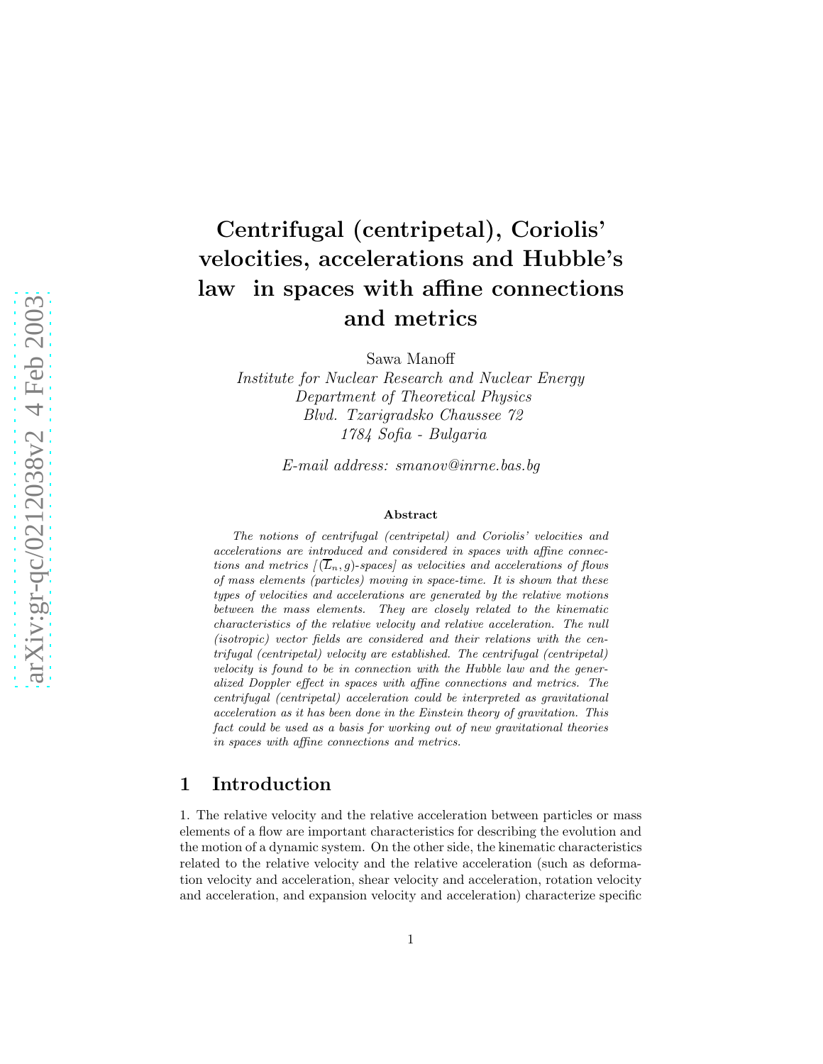# Centrifugal (centripetal), Coriolis' velocities, accelerations and Hubble's law in spaces with affine connections and metrics

Sawa Manoff

*Institute for Nuclear Research and Nuclear Energy*
*Department of Theoretical Physics*
*Blvd. Tzarigradsko Chaussee 72*
*1784 Sofia - Bulgaria*

*E-mail address: smanov@inrne.bas.bg*

### Abstract

*The notions of centrifugal (centripetal) and Coriolis' velocities and accelerations are introduced and considered in spaces with affine connections and metrics [$(\overline{L}_n, g)$-spaces] as velocities and accelerations of flows of mass elements (particles) moving in space-time. It is shown that these types of velocities and accelerations are generated by the relative motions between the mass elements. They are closely related to the kinematic characteristics of the relative velocity and relative acceleration. The null (isotropic) vector fields are considered and their relations with the centrifugal (centripetal) velocity are established. The centrifugal (centripetal) velocity is found to be in connection with the Hubble law and the generalized Doppler effect in spaces with affine connections and metrics. The centrifugal (centripetal) acceleration could be interpreted as gravitational acceleration as it has been done in the Einstein theory of gravitation. This fact could be used as a basis for working out of new gravitational theories in spaces with affine connections and metrics.*

## 1 Introduction

1. The relative velocity and the relative acceleration between particles or mass elements of a flow are important characteristics for describing the evolution and the motion of a dynamic system. On the other side, the kinematic characteristics related to the relative velocity and the relative acceleration (such as deformation velocity and acceleration, shear velocity and acceleration, rotation velocity and acceleration, and expansion velocity and acceleration) characterize specific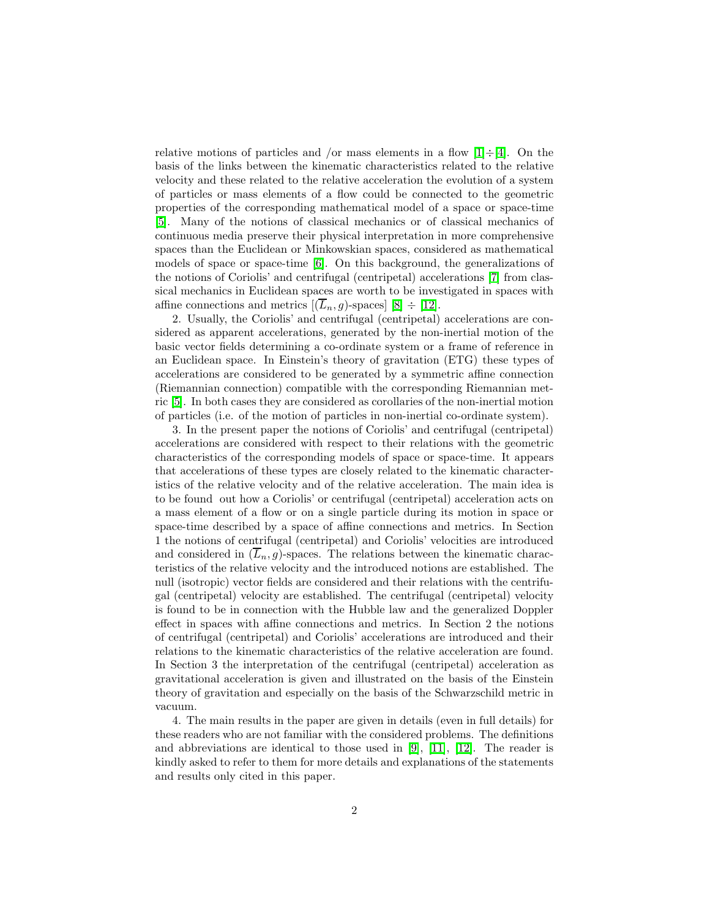relative motions of particles and /or mass elements in a flow [1]÷[4]. On the basis of the links between the kinematic characteristics related to the relative velocity and these related to the relative acceleration the evolution of a system of particles or mass elements of a flow could be connected to the geometric properties of the corresponding mathematical model of a space or space-time [5]. Many of the notions of classical mechanics or of classical mechanics of continuous media preserve their physical interpretation in more comprehensive spaces than the Euclidean or Minkowskian spaces, considered as mathematical models of space or space-time [6]. On this background, the generalizations of the notions of Coriolis' and centrifugal (centripetal) accelerations [7] from classical mechanics in Euclidean spaces are worth to be investigated in spaces with affine connections and metrics [$(\overline{L}_n, g)$-spaces] [8] ÷ [12].

2. Usually, the Coriolis' and centrifugal (centripetal) accelerations are considered as apparent accelerations, generated by the non-inertial motion of the basic vector fields determining a co-ordinate system or a frame of reference in an Euclidean space. In Einstein's theory of gravitation (ETG) these types of accelerations are considered to be generated by a symmetric affine connection (Riemannian connection) compatible with the corresponding Riemannian metric [5]. In both cases they are considered as corollaries of the non-inertial motion of particles (i.e. of the motion of particles in non-inertial co-ordinate system).

3. In the present paper the notions of Coriolis' and centrifugal (centripetal) accelerations are considered with respect to their relations with the geometric characteristics of the corresponding models of space or space-time. It appears that accelerations of these types are closely related to the kinematic characteristics of the relative velocity and of the relative acceleration. The main idea is to be found out how a Coriolis' or centrifugal (centripetal) acceleration acts on a mass element of a flow or on a single particle during its motion in space or space-time described by a space of affine connections and metrics. In Section 1 the notions of centrifugal (centripetal) and Coriolis' velocities are introduced and considered in $(\overline{L}_n, g)$-spaces. The relations between the kinematic characteristics of the relative velocity and the introduced notions are established. The null (isotropic) vector fields are considered and their relations with the centrifugal (centripetal) velocity are established. The centrifugal (centripetal) velocity is found to be in connection with the Hubble law and the generalized Doppler effect in spaces with affine connections and metrics. In Section 2 the notions of centrifugal (centripetal) and Coriolis' accelerations are introduced and their relations to the kinematic characteristics of the relative acceleration are found. In Section 3 the interpretation of the centrifugal (centripetal) acceleration as gravitational acceleration is given and illustrated on the basis of the Einstein theory of gravitation and especially on the basis of the Schwarzschild metric in vacuum.

4. The main results in the paper are given in details (even in full details) for these readers who are not familiar with the considered problems. The definitions and abbreviations are identical to those used in [9], [11], [12]. The reader is kindly asked to refer to them for more details and explanations of the statements and results only cited in this paper.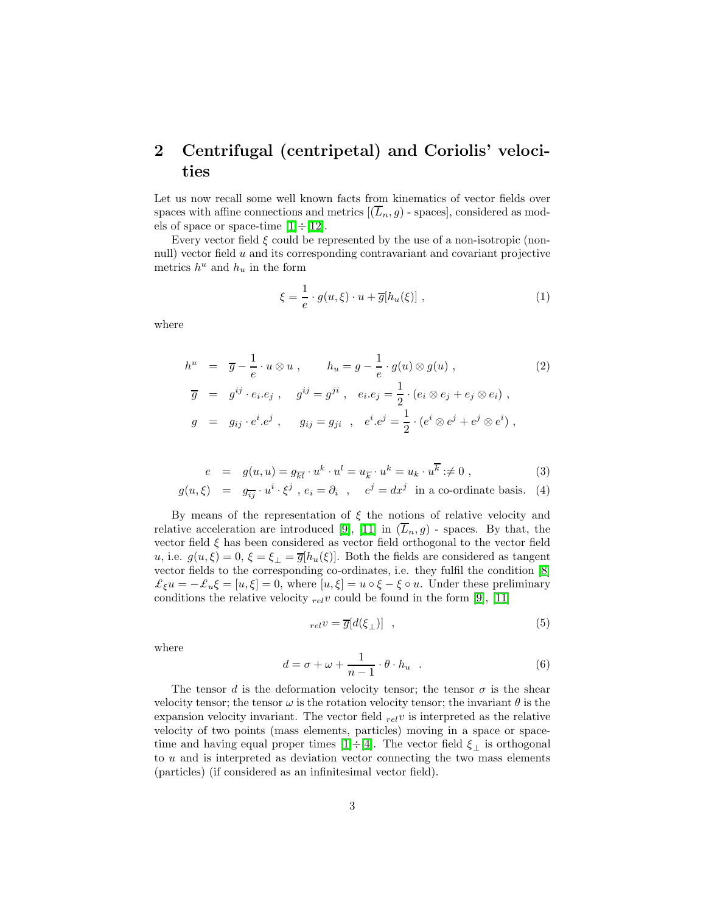## 2 Centrifugal (centripetal) and Coriolis' velocities

Let us now recall some well known facts from kinematics of vector fields over spaces with affine connections and metrics [$(\overline{L}_n, g)$ - spaces], considered as models of space or space-time [1]÷[12].

Every vector field $\xi$ could be represented by the use of a non-isotropic (non-null) vector field $u$ and its corresponding contravariant and covariant projective metrics $h^u$ and $h_u$ in the form

$$\xi = \frac{1}{e} \cdot g(u, \xi) \cdot u + \overline{g}[h_u(\xi)] \ , \tag{1}$$

where

$$\begin{aligned}
h^u &= \overline{g} - \frac{1}{e} \cdot u \otimes u \ , \qquad h_u = g - \frac{1}{e} \cdot g(u) \otimes g(u) \ , \\
\overline{g} &= g^{ij} \cdot e_i . e_j \ , \quad g^{ij} = g^{ji} \ , \quad e_i . e_j = \frac{1}{2} \cdot (e_i \otimes e_j + e_j \otimes e_i) \ , \\
g &= g_{ij} \cdot e^i . e^j \ , \quad g_{ij} = g_{ji} \ , \quad e^i . e^j = \frac{1}{2} \cdot (e^i \otimes e^j + e^j \otimes e^i) \ ,
\end{aligned} \tag{2}$$

$$e = g(u, u) = g_{\overline{kl}} \cdot u^k \cdot u^l = u_{\overline{k}} \cdot u^k = u_k \cdot u^{\overline{k}} :\neq 0 \ , \tag{3}$$

$$g(u, \xi) = g_{\overline{ij}} \cdot u^i \cdot \xi^j \ , e_i = \partial_i \ , \quad e^j = dx^j \text{ in a co-ordinate basis.} \tag{4}$$

By means of the representation of $\xi$ the notions of relative velocity and relative acceleration are introduced [9], [11] in $(\overline{L}_n, g)$ - spaces. By that, the vector field $\xi$ has been considered as vector field orthogonal to the vector field $u$, i.e. $g(u, \xi) = 0$, $\xi = \xi_{\perp} = \overline{g}[h_u(\xi)]$. Both the fields are considered as tangent vector fields to the corresponding co-ordinates, i.e. they fulfil the condition [8] $\pounds_\xi u = -\pounds_u \xi = [u, \xi] = 0$, where $[u, \xi] = u \circ \xi - \xi \circ u$. Under these preliminary conditions the relative velocity ${}_{rel}v$ could be found in the form [9], [11]

$${}_{rel}v = \overline{g}[d(\xi_{\perp})] \ , \tag{5}$$

where

$$d = \sigma + \omega + \frac{1}{n-1} \cdot \theta \cdot h_u \ . \tag{6}$$

The tensor $d$ is the deformation velocity tensor; the tensor $\sigma$ is the shear velocity tensor; the tensor $\omega$ is the rotation velocity tensor; the invariant $\theta$ is the expansion velocity invariant. The vector field ${}_{rel}v$ is interpreted as the relative velocity of two points (mass elements, particles) moving in a space or space-time and having equal proper times [1]÷[4]. The vector field $\xi_{\perp}$ is orthogonal to $u$ and is interpreted as deviation vector connecting the two mass elements (particles) (if considered as an infinitesimal vector field).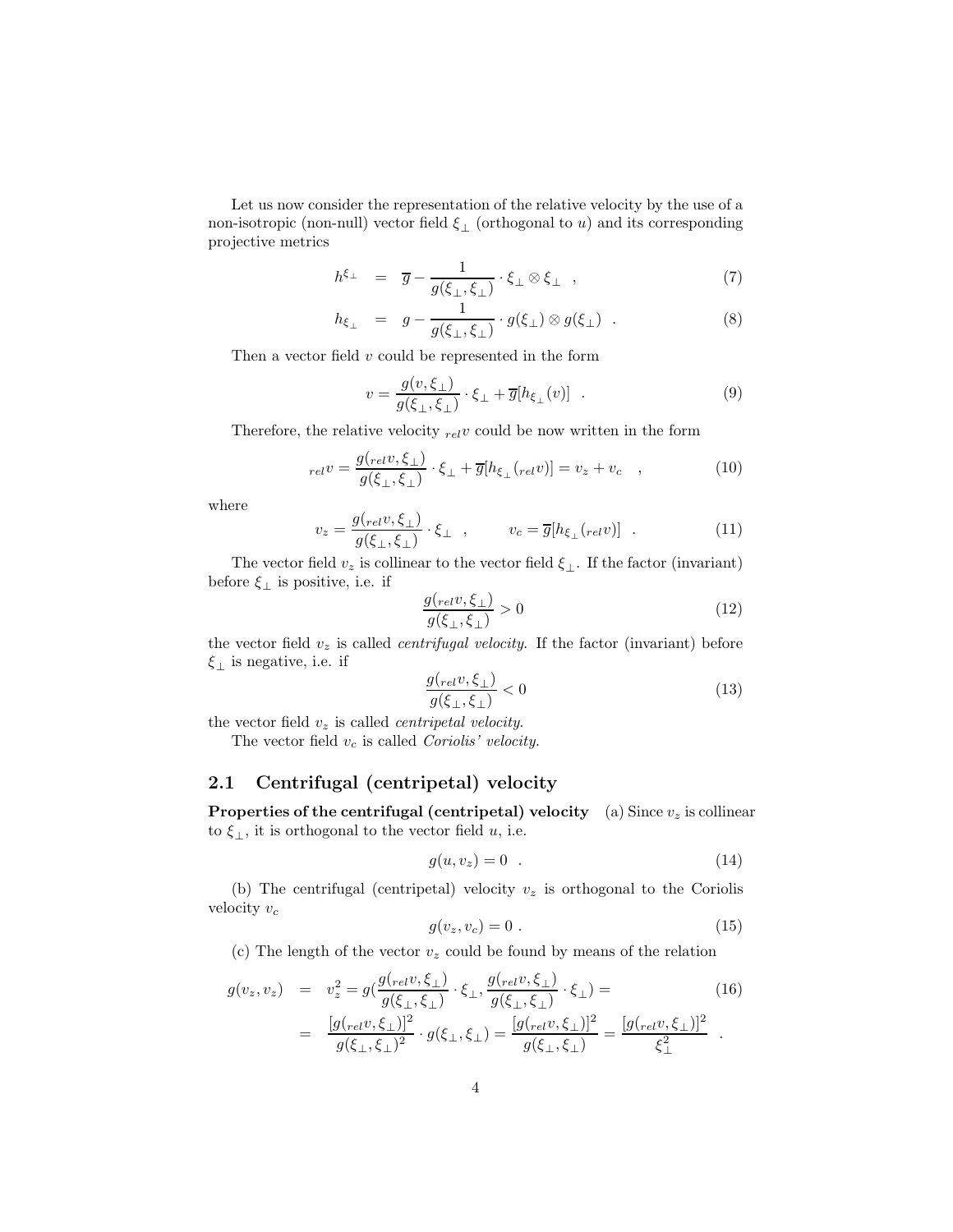Let us now consider the representation of the relative velocity by the use of a non-isotropic (non-null) vector field $\xi_\perp$ (orthogonal to $u$) and its corresponding projective metrics

$$
\begin{aligned}
h^{\xi_\perp} &= \overline{g} - \frac{1}{g(\xi_\perp, \xi_\perp)} \cdot \xi_\perp \otimes \xi_\perp \quad , \qquad (7) \\
h_{\xi_\perp} &= g - \frac{1}{g(\xi_\perp, \xi_\perp)} \cdot g(\xi_\perp) \otimes g(\xi_\perp) \quad . \qquad (8)
\end{aligned}
$$

Then a vector field $v$ could be represented in the form

$$
v = \frac{g(v, \xi_\perp)}{g(\xi_\perp, \xi_\perp)} \cdot \xi_\perp + \overline{g}[h_{\xi_\perp}(v)] \quad . \tag{9}
$$

Therefore, the relative velocity ${}_{rel}v$ could be now written in the form

$$
{}_{rel}v = \frac{g({}_{rel}v, \xi_\perp)}{g(\xi_\perp, \xi_\perp)} \cdot \xi_\perp + \overline{g}[h_{\xi_\perp}({}_{rel}v)] = v_z + v_c \quad , \tag{10}
$$

where

$$
v_z = \frac{g({}_{rel}v, \xi_\perp)}{g(\xi_\perp, \xi_\perp)} \cdot \xi_\perp \quad , \qquad v_c = \overline{g}[h_{\xi_\perp}({}_{rel}v)] \quad . \tag{11}
$$

The vector field $v_z$ is collinear to the vector field $\xi_\perp$. If the factor (invariant) before $\xi_\perp$ is positive, i.e. if

$$
\frac{g({}_{rel}v, \xi_\perp)}{g(\xi_\perp, \xi_\perp)} > 0 \tag{12}
$$

the vector field $v_z$ is called *centrifugal velocity*. If the factor (invariant) before $\xi_\perp$ is negative, i.e. if

$$
\frac{g({}_{rel}v, \xi_\perp)}{g(\xi_\perp, \xi_\perp)} < 0 \tag{13}
$$

the vector field $v_z$ is called *centripetal velocity*.

The vector field $v_c$ is called *Coriolis' velocity*.

## 2.1 Centrifugal (centripetal) velocity

**Properties of the centrifugal (centripetal) velocity** (a) Since $v_z$ is collinear to $\xi_\perp$, it is orthogonal to the vector field $u$, i.e.

$$
g(u, v_z) = 0 \quad . \tag{14}
$$

(b) The centrifugal (centripetal) velocity $v_z$ is orthogonal to the Coriolis velocity $v_c$

$$
g(v_z, v_c) = 0 \; . \tag{15}
$$

(c) The length of the vector $v_z$ could be found by means of the relation

$$
\begin{aligned}
g(v_z, v_z) &= v_z^2 = g\left(\frac{g({}_{rel}v, \xi_\perp)}{g(\xi_\perp, \xi_\perp)} \cdot \xi_\perp, \frac{g({}_{rel}v, \xi_\perp)}{g(\xi_\perp, \xi_\perp)} \cdot \xi_\perp\right) = \qquad (16) \\
&= \frac{[g({}_{rel}v, \xi_\perp)]^2}{g(\xi_\perp, \xi_\perp)^2} \cdot g(\xi_\perp, \xi_\perp) = \frac{[g({}_{rel}v, \xi_\perp)]^2}{g(\xi_\perp, \xi_\perp)} = \frac{[g({}_{rel}v, \xi_\perp)]^2}{\xi_\perp^2} \quad .
\end{aligned}
$$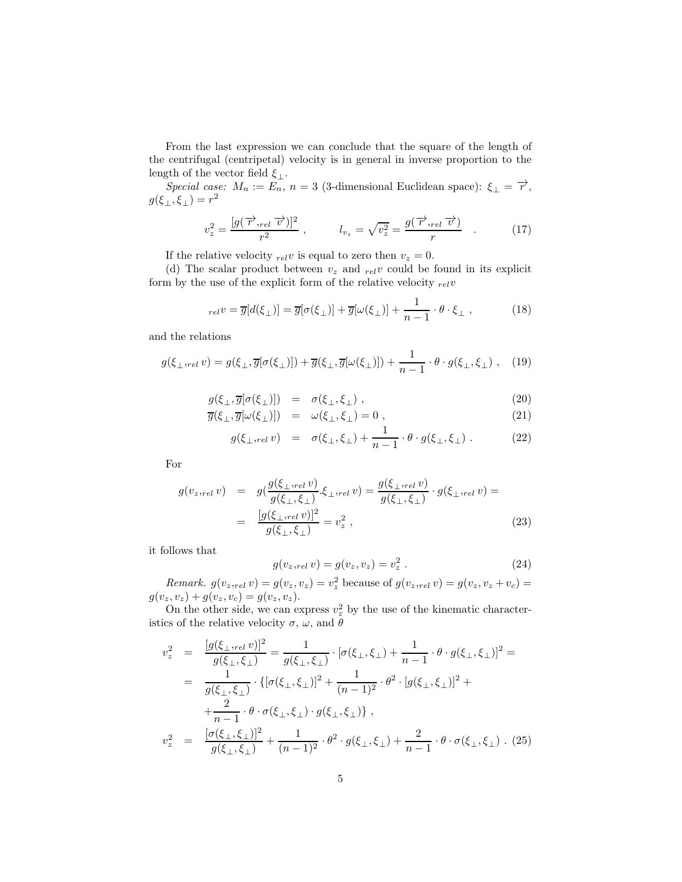From the last expression we can conclude that the square of the length of the centrifugal (centripetal) velocity is in general in inverse proportion to the length of the vector field $\xi_{\perp}$.

*Special case:* $M_n := E_n$, $n = 3$ (3-dimensional Euclidean space): $\xi_{\perp} = \overrightarrow{r}$, $g(\xi_{\perp}, \xi_{\perp}) = r^2$

$$v_z^2 = \frac{[g(\overrightarrow{r}, {}_{rel}\overrightarrow{v})]^2}{r^2} \; , \qquad l_{v_z} = \sqrt{v_z^2} = \frac{g(\overrightarrow{r}, {}_{rel}\overrightarrow{v})}{r} \quad . \tag{17}$$

If the relative velocity ${}_{rel}v$ is equal to zero then $v_z = 0$.

(d) The scalar product between $v_z$ and ${}_{rel}v$ could be found in its explicit form by the use of the explicit form of the relative velocity ${}_{rel}v$

$${}_{rel}v = \overline{g}[d(\xi_{\perp})] = \overline{g}[\sigma(\xi_{\perp})] + \overline{g}[\omega(\xi_{\perp})] + \frac{1}{n-1} \cdot \theta \cdot \xi_{\perp} \; , \tag{18}$$

and the relations

$$g(\xi_{\perp}, {}_{rel}v) = g(\xi_{\perp}, \overline{g}[\sigma(\xi_{\perp})]) + \overline{g}(\xi_{\perp}, \overline{g}[\omega(\xi_{\perp})]) + \frac{1}{n-1} \cdot \theta \cdot g(\xi_{\perp}, \xi_{\perp}) \; , \tag{19}$$

$$g(\xi_{\perp}, \overline{g}[\sigma(\xi_{\perp})]) = \sigma(\xi_{\perp}, \xi_{\perp}) \; , \tag{20}$$

$$\overline{g}(\xi_{\perp}, \overline{g}[\omega(\xi_{\perp})]) = \omega(\xi_{\perp}, \xi_{\perp}) = 0 \; , \tag{21}$$

$$g(\xi_{\perp}, {}_{rel}v) = \sigma(\xi_{\perp}, \xi_{\perp}) + \frac{1}{n-1} \cdot \theta \cdot g(\xi_{\perp}, \xi_{\perp}) \; . \tag{22}$$

For

$$\begin{aligned} g(v_z, {}_{rel}v) &= g(\frac{g(\xi_{\perp}, {}_{rel}v)}{g(\xi_{\perp}, \xi_{\perp})} . \xi_{\perp}, {}_{rel}v) = \frac{g(\xi_{\perp}, {}_{rel}v)}{g(\xi_{\perp}, \xi_{\perp})} \cdot g(\xi_{\perp}, {}_{rel}v) = \\ &= \frac{[g(\xi_{\perp}, {}_{rel}v)]^2}{g(\xi_{\perp}, \xi_{\perp})} = v_z^2 \; , \end{aligned} \tag{23}$$

it follows that

$$g(v_z, {}_{rel}v) = g(v_z, v_z) = v_z^2 \; . \tag{24}$$

*Remark.* $g(v_z, {}_{rel}v) = g(v_z, v_z) = v_z^2$ because of $g(v_z, {}_{rel}v) = g(v_z, v_z + v_c) = g(v_z, v_z) + g(v_z, v_c) = g(v_z, v_z)$.

On the other side, we can express $v_z^2$ by the use of the kinematic characteristics of the relative velocity $\sigma$, $\omega$, and $\theta$

$$\begin{aligned} v_z^2 &= \frac{[g(\xi_{\perp}, {}_{rel}v)]^2}{g(\xi_{\perp}, \xi_{\perp})} = \frac{1}{g(\xi_{\perp}, \xi_{\perp})} \cdot [\sigma(\xi_{\perp}, \xi_{\perp}) + \frac{1}{n-1} \cdot \theta \cdot g(\xi_{\perp}, \xi_{\perp})]^2 = \\ &= \frac{1}{g(\xi_{\perp}, \xi_{\perp})} \cdot \{[\sigma(\xi_{\perp}, \xi_{\perp})]^2 + \frac{1}{(n-1)^2} \cdot \theta^2 \cdot [g(\xi_{\perp}, \xi_{\perp})]^2 + \\ &\quad + \frac{2}{n-1} \cdot \theta \cdot \sigma(\xi_{\perp}, \xi_{\perp}) \cdot g(\xi_{\perp}, \xi_{\perp})\} \; , \end{aligned}$$

$$v_z^2 = \frac{[\sigma(\xi_{\perp}, \xi_{\perp})]^2}{g(\xi_{\perp}, \xi_{\perp})} + \frac{1}{(n-1)^2} \cdot \theta^2 \cdot g(\xi_{\perp}, \xi_{\perp}) + \frac{2}{n-1} \cdot \theta \cdot \sigma(\xi_{\perp}, \xi_{\perp}) \; . \tag{25}$$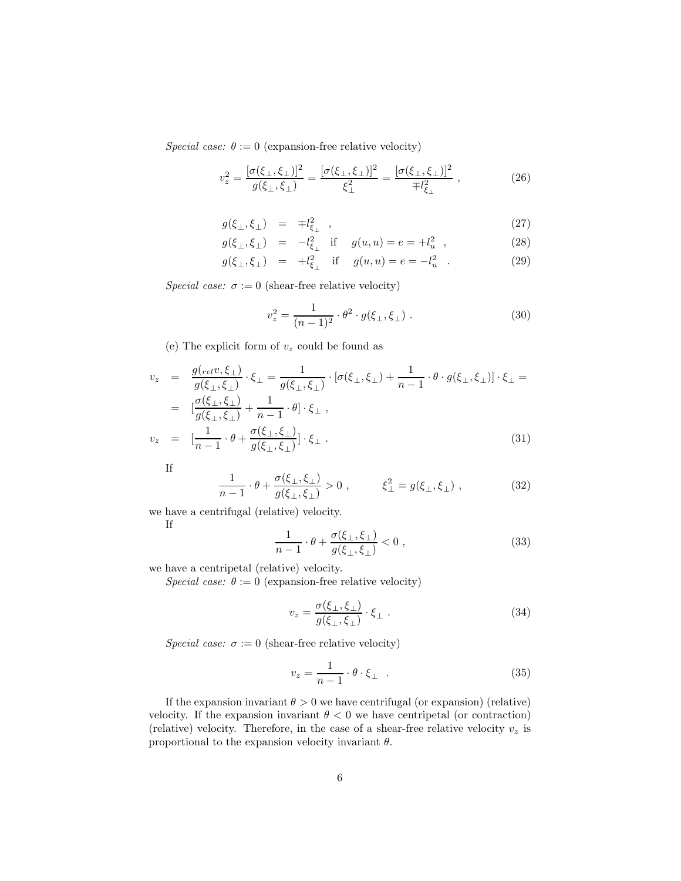*Special case:* $\theta := 0$ (expansion-free relative velocity)

$$v_z^2 = \frac{[\sigma(\xi_\perp, \xi_\perp)]^2}{g(\xi_\perp, \xi_\perp)} = \frac{[\sigma(\xi_\perp, \xi_\perp)]^2}{\xi_\perp^2} = \frac{[\sigma(\xi_\perp, \xi_\perp)]^2}{\mp l_{\xi_\perp}^2} \ , \tag{26}$$

$$g(\xi_\perp, \xi_\perp) = \mp l_{\xi_\perp}^2 \ , \tag{27}$$

$$g(\xi_\perp, \xi_\perp) = -l_{\xi_\perp}^2 \quad \text{if} \quad g(u, u) = e = +l_u^2 \ , \tag{28}$$

$$g(\xi_\perp, \xi_\perp) = +l_{\xi_\perp}^2 \quad \text{if} \quad g(u, u) = e = -l_u^2 \ . \tag{29}$$

*Special case:* $\sigma := 0$ (shear-free relative velocity)

$$v_z^2 = \frac{1}{(n-1)^2} \cdot \theta^2 \cdot g(\xi_\perp, \xi_\perp) \ . \tag{30}$$

(e) The explicit form of $v_z$ could be found as

$$\begin{aligned} v_z &= \frac{g({}_{rel}v, \xi_\perp)}{g(\xi_\perp, \xi_\perp)} \cdot \xi_\perp = \frac{1}{g(\xi_\perp, \xi_\perp)} \cdot [\sigma(\xi_\perp, \xi_\perp) + \frac{1}{n-1} \cdot \theta \cdot g(\xi_\perp, \xi_\perp)] \cdot \xi_\perp = \\ &= [\frac{\sigma(\xi_\perp, \xi_\perp)}{g(\xi_\perp, \xi_\perp)} + \frac{1}{n-1} \cdot \theta] \cdot \xi_\perp \ , \\ v_z &= [\frac{1}{n-1} \cdot \theta + \frac{\sigma(\xi_\perp, \xi_\perp)}{g(\xi_\perp, \xi_\perp)}] \cdot \xi_\perp \ . \end{aligned} \tag{31}$$

If

$$\frac{1}{n-1} \cdot \theta + \frac{\sigma(\xi_\perp, \xi_\perp)}{g(\xi_\perp, \xi_\perp)} > 0 \ , \qquad \xi_\perp^2 = g(\xi_\perp, \xi_\perp) \ , \tag{32}$$

we have a centrifugal (relative) velocity.

If

$$\frac{1}{n-1} \cdot \theta + \frac{\sigma(\xi_\perp, \xi_\perp)}{g(\xi_\perp, \xi_\perp)} < 0 \ , \tag{33}$$

we have a centripetal (relative) velocity.

*Special case:* $\theta := 0$ (expansion-free relative velocity)

$$v_z = \frac{\sigma(\xi_\perp, \xi_\perp)}{g(\xi_\perp, \xi_\perp)} \cdot \xi_\perp \ . \tag{34}$$

*Special case:* $\sigma := 0$ (shear-free relative velocity)

$$v_z = \frac{1}{n-1} \cdot \theta \cdot \xi_\perp \ . \tag{35}$$

If the expansion invariant $\theta > 0$ we have centrifugal (or expansion) (relative) velocity. If the expansion invariant $\theta < 0$ we have centripetal (or contraction) (relative) velocity. Therefore, in the case of a shear-free relative velocity $v_z$ is proportional to the expansion velocity invariant $\theta$.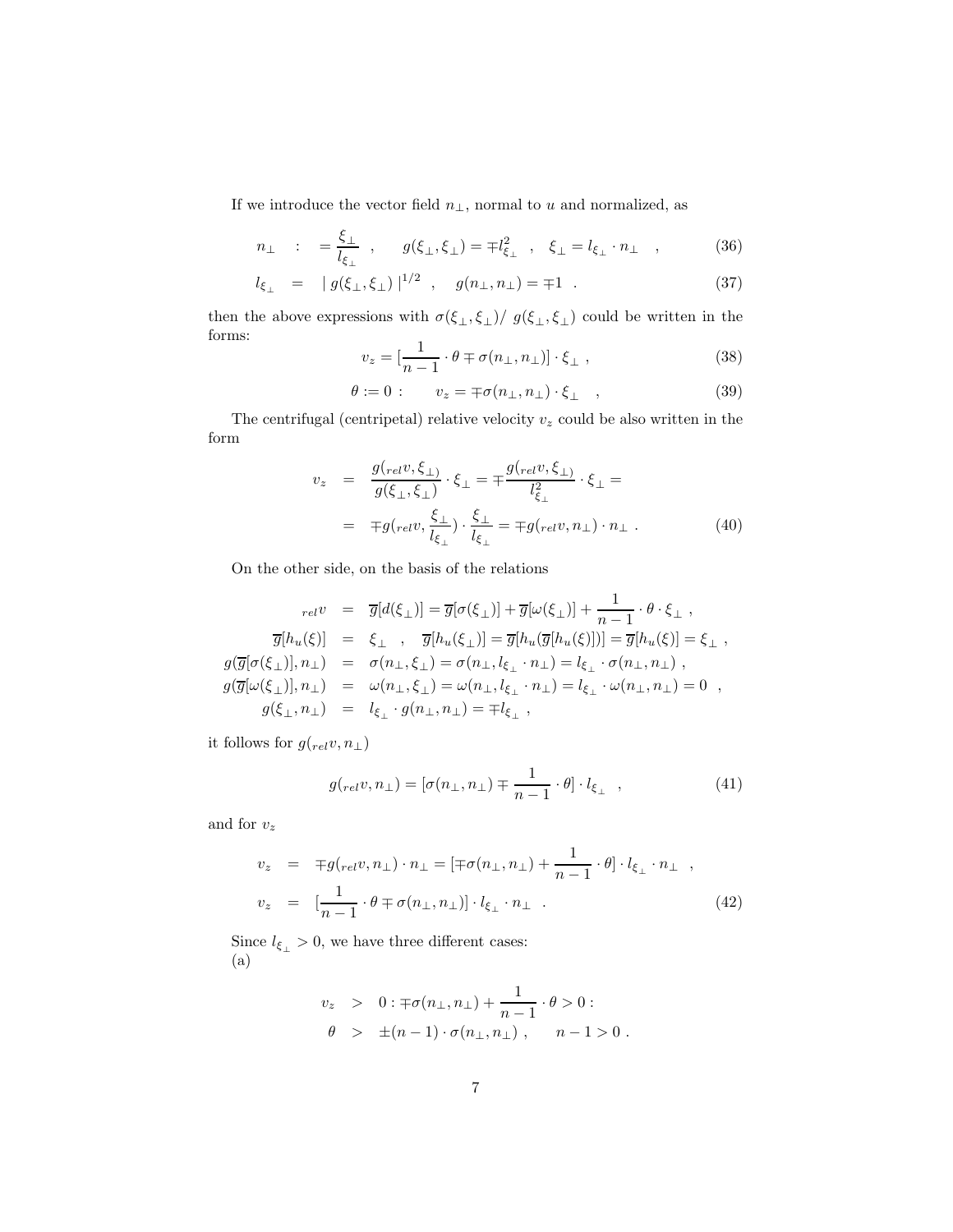If we introduce the vector field $n_\perp$, normal to $u$ and normalized, as

$$n_\perp \quad : \quad = \frac{\xi_\perp}{l_{\xi_\perp}} \quad , \qquad g(\xi_\perp, \xi_\perp) = \mp l^2_{\xi_\perp} \quad , \quad \xi_\perp = l_{\xi_\perp} \cdot n_\perp \quad , \tag{36}$$

$$l_{\xi_\perp} \quad = \quad | \, g(\xi_\perp, \xi_\perp) \, |^{1/2} \quad , \quad g(n_\perp, n_\perp) = \mp 1 \quad . \tag{37}$$

then the above expressions with $\sigma(\xi_\perp, \xi_\perp)/ \; g(\xi_\perp, \xi_\perp)$ could be written in the forms:

$$v_z = [\frac{1}{n-1} \cdot \theta \mp \sigma(n_\perp, n_\perp)] \cdot \xi_\perp \; , \tag{38}$$

$$\theta := 0 : \qquad v_z = \mp \sigma(n_\perp, n_\perp) \cdot \xi_\perp \quad , \tag{39}$$

The centrifugal (centripetal) relative velocity $v_z$ could be also written in the form

$$\begin{aligned} v_z &= \frac{g({}_{rel}v, \xi_{\perp)}}{g(\xi_\perp, \xi_\perp)} \cdot \xi_\perp = \mp \frac{g({}_{rel}v, \xi_{\perp)}}{l^2_{\xi_\perp}} \cdot \xi_\perp = \\ &= \mp g({}_{rel}v, \frac{\xi_\perp}{l_{\xi_\perp}}) \cdot \frac{\xi_\perp}{l_{\xi_\perp}} = \mp g({}_{rel}v, n_\perp) \cdot n_\perp \; . \end{aligned} \tag{40}$$

On the other side, on the basis of the relations

$$\begin{aligned} {}_{rel}v &= \overline{g}[d(\xi_\perp)] = \overline{g}[\sigma(\xi_\perp)] + \overline{g}[\omega(\xi_\perp)] + \frac{1}{n-1} \cdot \theta \cdot \xi_\perp \; , \\ \overline{g}[h_u(\xi)] &= \xi_\perp \quad , \quad \overline{g}[h_u(\xi_\perp)] = \overline{g}[h_u(\overline{g}[h_u(\xi)])] = \overline{g}[h_u(\xi)] = \xi_\perp \; , \\ g(\overline{g}[\sigma(\xi_\perp)], n_\perp) &= \sigma(n_\perp, \xi_\perp) = \sigma(n_\perp, l_{\xi_\perp} \cdot n_\perp) = l_{\xi_\perp} \cdot \sigma(n_\perp, n_\perp) \; , \\ g(\overline{g}[\omega(\xi_\perp)], n_\perp) &= \omega(n_\perp, \xi_\perp) = \omega(n_\perp, l_{\xi_\perp} \cdot n_\perp) = l_{\xi_\perp} \cdot \omega(n_\perp, n_\perp) = 0 \quad , \\ g(\xi_\perp, n_\perp) &= l_{\xi_\perp} \cdot g(n_\perp, n_\perp) = \mp l_{\xi_\perp} \; , \end{aligned}$$

it follows for $g({}_{rel}v, n_\perp)$

$$g({}_{rel}v, n_\perp) = [\sigma(n_\perp, n_\perp) \mp \frac{1}{n-1} \cdot \theta] \cdot l_{\xi_\perp} \quad , \tag{41}$$

and for $v_z$

$$\begin{aligned} v_z &= \mp g({}_{rel}v, n_\perp) \cdot n_\perp = [\mp \sigma(n_\perp, n_\perp) + \frac{1}{n-1} \cdot \theta] \cdot l_{\xi_\perp} \cdot n_\perp \quad , \\ v_z &= [\frac{1}{n-1} \cdot \theta \mp \sigma(n_\perp, n_\perp)] \cdot l_{\xi_\perp} \cdot n_\perp \quad . \end{aligned} \tag{42}$$

Since $l_{\xi_\perp} > 0$, we have three different cases:

(a)

$$\begin{aligned} v_z &> 0 : \mp \sigma(n_\perp, n_\perp) + \frac{1}{n-1} \cdot \theta > 0 : \\ \theta &> \pm (n-1) \cdot \sigma(n_\perp, n_\perp) \; , \qquad n-1 > 0 \; . \end{aligned}$$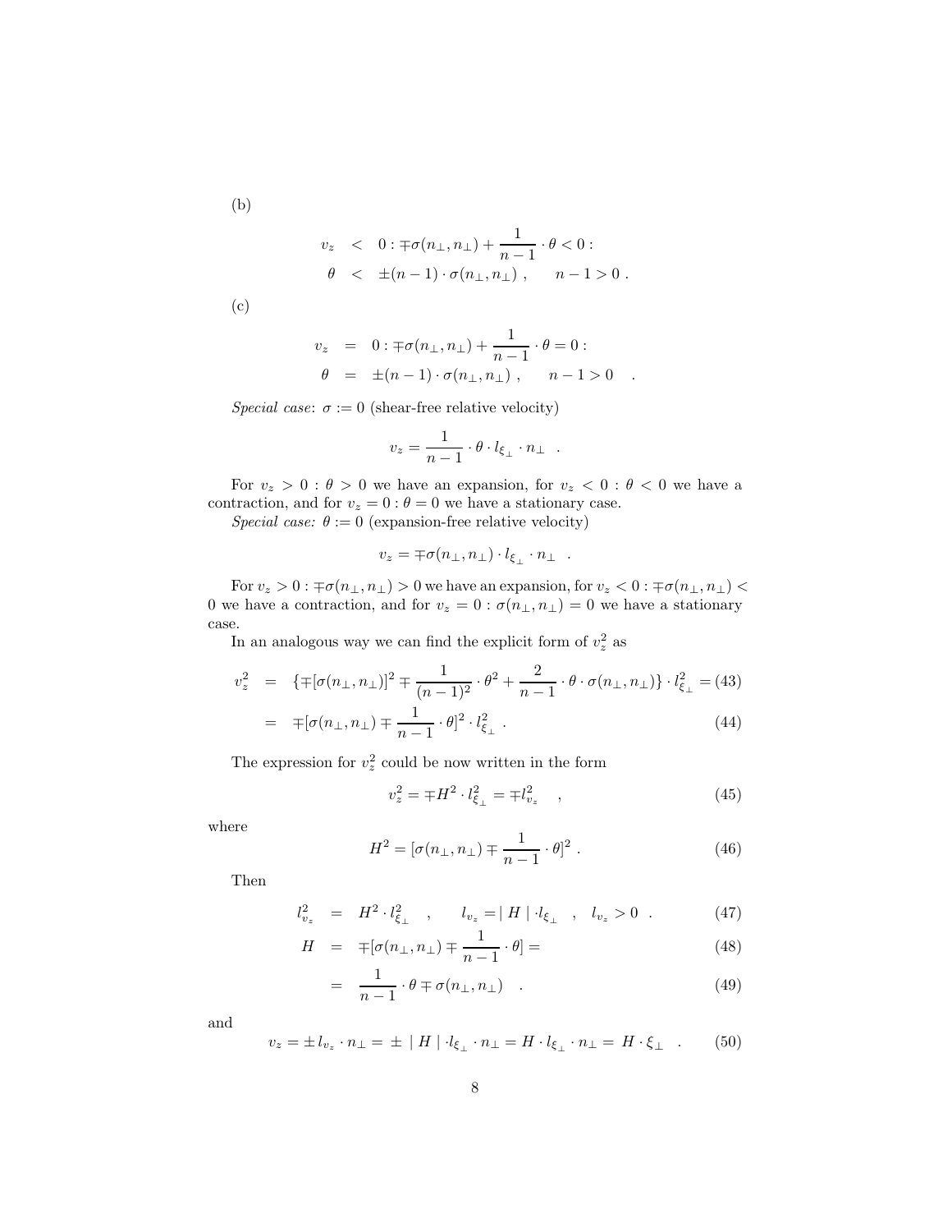(b)

$$
\begin{aligned}
v_z &< 0 : \mp\sigma(n_\perp, n_\perp) + \frac{1}{n-1} \cdot \theta < 0 : \\
\theta &< \pm(n-1) \cdot \sigma(n_\perp, n_\perp) \ , \qquad n-1 > 0 \ .
\end{aligned}
$$

(c)

$$
\begin{aligned}
v_z &= 0 : \mp\sigma(n_\perp, n_\perp) + \frac{1}{n-1} \cdot \theta = 0 : \\
\theta &= \pm(n-1) \cdot \sigma(n_\perp, n_\perp) \ , \qquad n-1 > 0 \quad .
\end{aligned}
$$

*Special case*: $\sigma := 0$ (shear-free relative velocity)

$$
v_z = \frac{1}{n-1} \cdot \theta \cdot l_{\xi_\perp} \cdot n_\perp \quad .
$$

For $v_z > 0 : \theta > 0$ we have an expansion, for $v_z < 0 : \theta < 0$ we have a contraction, and for $v_z = 0 : \theta = 0$ we have a stationary case.

*Special case:* $\theta := 0$ (expansion-free relative velocity)

$$
v_z = \mp\sigma(n_\perp, n_\perp) \cdot l_{\xi_\perp} \cdot n_\perp \quad .
$$

For $v_z > 0 : \mp\sigma(n_\perp, n_\perp) > 0$ we have an expansion, for $v_z < 0 : \mp\sigma(n_\perp, n_\perp) < 0$ we have a contraction, and for $v_z = 0 : \sigma(n_\perp, n_\perp) = 0$ we have a stationary case.

In an analogous way we can find the explicit form of $v_z^2$ as

$$
\begin{aligned}
v_z^2 &= \{\mp[\sigma(n_\perp, n_\perp)]^2 \mp \frac{1}{(n-1)^2} \cdot \theta^2 + \frac{2}{n-1} \cdot \theta \cdot \sigma(n_\perp, n_\perp)\} \cdot l_{\xi_\perp}^2 = \qquad (43) \\
&= \mp[\sigma(n_\perp, n_\perp) \mp \frac{1}{n-1} \cdot \theta]^2 \cdot l_{\xi_\perp}^2 \ . \qquad (44)
\end{aligned}
$$

The expression for $v_z^2$ could be now written in the form

$$
v_z^2 = \mp H^2 \cdot l_{\xi_\perp}^2 = \mp l_{v_z}^2 \quad , \tag{45}
$$

where

$$
H^2 = [\sigma(n_\perp, n_\perp) \mp \frac{1}{n-1} \cdot \theta]^2 \ . \tag{46}
$$

Then

$$
\begin{aligned}
l_{v_z}^2 &= H^2 \cdot l_{\xi_\perp}^2 \quad , \qquad l_{v_z} = \mid H \mid \cdot l_{\xi_\perp} \quad , \quad l_{v_z} > 0 \quad . \qquad (47) \\
H &= \mp[\sigma(n_\perp, n_\perp) \mp \frac{1}{n-1} \cdot \theta] = \qquad (48) \\
&= \frac{1}{n-1} \cdot \theta \mp \sigma(n_\perp, n_\perp) \quad . \qquad (49)
\end{aligned}
$$

and

$$
v_z = \pm l_{v_z} \cdot n_\perp = \pm \mid H \mid \cdot l_{\xi_\perp} \cdot n_\perp = H \cdot l_{\xi_\perp} \cdot n_\perp = H \cdot \xi_\perp \quad . \tag{50}
$$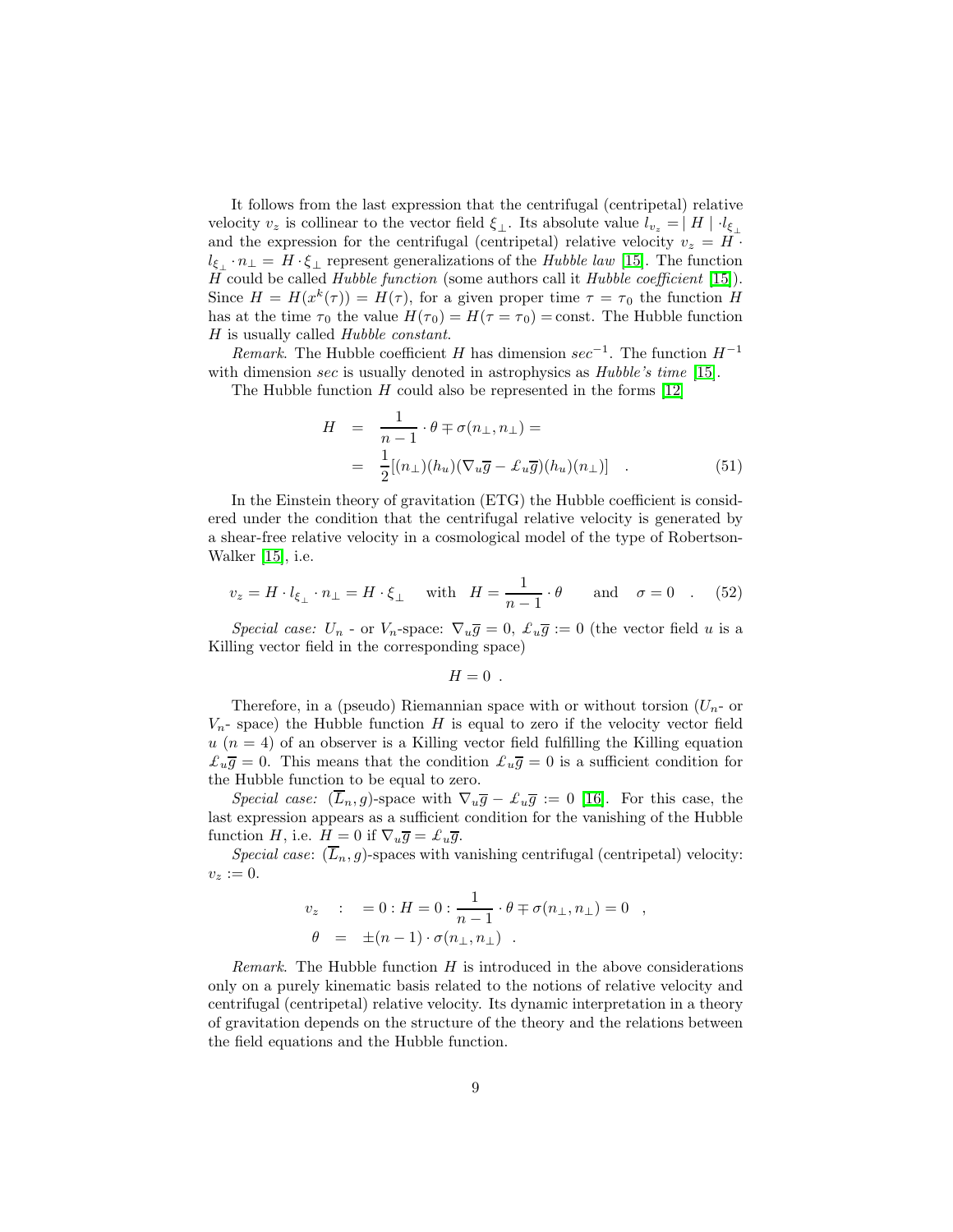It follows from the last expression that the centrifugal (centripetal) relative velocity $v_z$ is collinear to the vector field $\xi_{\perp}$. Its absolute value $l_{v_z} = \mid H \mid \cdot l_{\xi_{\perp}}$ and the expression for the centrifugal (centripetal) relative velocity $v_z = H \cdot l_{\xi_{\perp}} \cdot n_{\perp} = H \cdot \xi_{\perp}$ represent generalizations of the *Hubble law* [15]. The function $H$ could be called *Hubble function* (some authors call it *Hubble coefficient* [15]). Since $H = H(x^k(\tau)) = H(\tau)$, for a given proper time $\tau = \tau_0$ the function $H$ has at the time $\tau_0$ the value $H(\tau_0) = H(\tau = \tau_0) = \text{const}$. The Hubble function $H$ is usually called *Hubble constant*.

*Remark*. The Hubble coefficient $H$ has dimension $sec^{-1}$. The function $H^{-1}$ with dimension $sec$ is usually denoted in astrophysics as *Hubble's time* [15].

The Hubble function $H$ could also be represented in the forms [12]

$$
\begin{aligned}
H &= \frac{1}{n-1} \cdot \theta \mp \sigma(n_{\perp}, n_{\perp}) = \\
&= \frac{1}{2}[(n_{\perp})(h_u)(\nabla_u \overline{g} - \pounds_u \overline{g})(h_u)(n_{\perp})] \quad . \qquad (51)
\end{aligned}
$$

In the Einstein theory of gravitation (ETG) the Hubble coefficient is considered under the condition that the centrifugal relative velocity is generated by a shear-free relative velocity in a cosmological model of the type of Robertson-Walker [15], i.e.

$$
v_z = H \cdot l_{\xi_{\perp}} \cdot n_{\perp} = H \cdot \xi_{\perp} \quad \text{with} \quad H = \frac{1}{n-1} \cdot \theta \qquad \text{and} \qquad \sigma = 0 \quad . \qquad (52)
$$

*Special case:* $U_n$ - or $V_n$-space: $\nabla_u \overline{g} = 0$, $\pounds_u \overline{g} := 0$ (the vector field $u$ is a Killing vector field in the corresponding space)

$$
H = 0 \ .
$$

Therefore, in a (pseudo) Riemannian space with or without torsion ($U_n$- or $V_n$- space) the Hubble function $H$ is equal to zero if the velocity vector field $u$ ($n = 4$) of an observer is a Killing vector field fulfilling the Killing equation $\pounds_u \overline{g} = 0$. This means that the condition $\pounds_u \overline{g} = 0$ is a sufficient condition for the Hubble function to be equal to zero.

*Special case:* $(\overline{L}_n, g)$-space with $\nabla_u \overline{g} - \pounds_u \overline{g} := 0$ [16]. For this case, the last expression appears as a sufficient condition for the vanishing of the Hubble function $H$, i.e. $H = 0$ if $\nabla_u \overline{g} = \pounds_u \overline{g}$.

*Special case*: $(\overline{L}_n, g)$-spaces with vanishing centrifugal (centripetal) velocity: $v_z := 0$.

$$
\begin{aligned}
v_z \quad &: \quad = 0 : H = 0 : \frac{1}{n-1} \cdot \theta \mp \sigma(n_{\perp}, n_{\perp}) = 0 \quad , \\
\theta \quad &= \quad \pm(n-1) \cdot \sigma(n_{\perp}, n_{\perp}) \quad .
\end{aligned}
$$

*Remark*. The Hubble function $H$ is introduced in the above considerations only on a purely kinematic basis related to the notions of relative velocity and centrifugal (centripetal) relative velocity. Its dynamic interpretation in a theory of gravitation depends on the structure of the theory and the relations between the field equations and the Hubble function.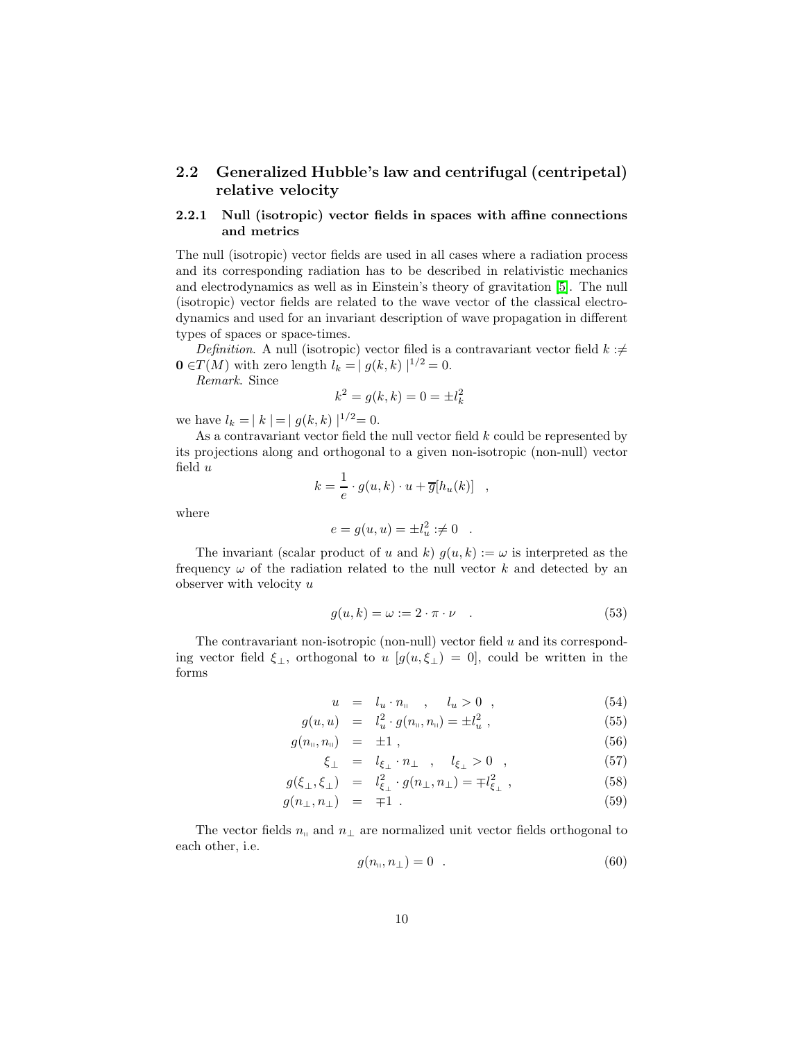## 2.2 Generalized Hubble's law and centrifugal (centripetal) relative velocity

### 2.2.1 Null (isotropic) vector fields in spaces with affine connections and metrics

The null (isotropic) vector fields are used in all cases where a radiation process and its corresponding radiation has to be described in relativistic mechanics and electrodynamics as well as in Einstein's theory of gravitation [5]. The null (isotropic) vector fields are related to the wave vector of the classical electrodynamics and used for an invariant description of wave propagation in different types of spaces or space-times.

*Definition*. A null (isotropic) vector filed is a contravariant vector field $k :\neq \mathbf{0} \in T(M)$ with zero length $l_k = \mid g(k,k) \mid^{1/2} = 0$.

*Remark*. Since

$$k^2 = g(k,k) = 0 = \pm l_k^2$$

we have $l_k = \mid k \mid = \mid g(k,k) \mid^{1/2} = 0$.

As a contravariant vector field the null vector field $k$ could be represented by its projections along and orthogonal to a given non-isotropic (non-null) vector field $u$

$$k = \frac{1}{e} \cdot g(u,k) \cdot u + \overline{g}[h_u(k)] \quad ,$$

where

$$e = g(u,u) = \pm l_u^2 :\neq 0 \quad .$$

The invariant (scalar product of $u$ and $k$) $g(u,k) := \omega$ is interpreted as the frequency $\omega$ of the radiation related to the null vector $k$ and detected by an observer with velocity $u$

$$g(u,k) = \omega := 2 \cdot \pi \cdot \nu \quad . \tag{53}$$

The contravariant non-isotropic (non-null) vector field $u$ and its corresponding vector field $\xi_{\perp}$, orthogonal to $u$ $[g(u, \xi_{\perp}) = 0]$, could be written in the forms

$$u = l_u \cdot n_{\shortparallel} \quad , \quad l_u > 0 \quad , \tag{54}$$

$$g(u,u) = l_u^2 \cdot g(n_{\shortparallel}, n_{\shortparallel}) = \pm l_u^2 \ , \tag{55}$$

$$g(n_{\shortparallel}, n_{\shortparallel}) = \pm 1 \ , \tag{56}$$

$$\xi_{\perp} = l_{\xi_{\perp}} \cdot n_{\perp} \quad , \quad l_{\xi_{\perp}} > 0 \quad , \tag{57}$$

$$g(\xi_{\perp}, \xi_{\perp}) = l_{\xi_{\perp}}^2 \cdot g(n_{\perp}, n_{\perp}) = \mp l_{\xi_{\perp}}^2 \ , \tag{58}$$

$$g(n_{\perp}, n_{\perp}) = \mp 1 \ . \tag{59}$$

The vector fields $n_{\shortparallel}$ and $n_{\perp}$ are normalized unit vector fields orthogonal to each other, i.e.

$$g(n_{\shortparallel}, n_{\perp}) = 0 \quad . \tag{60}$$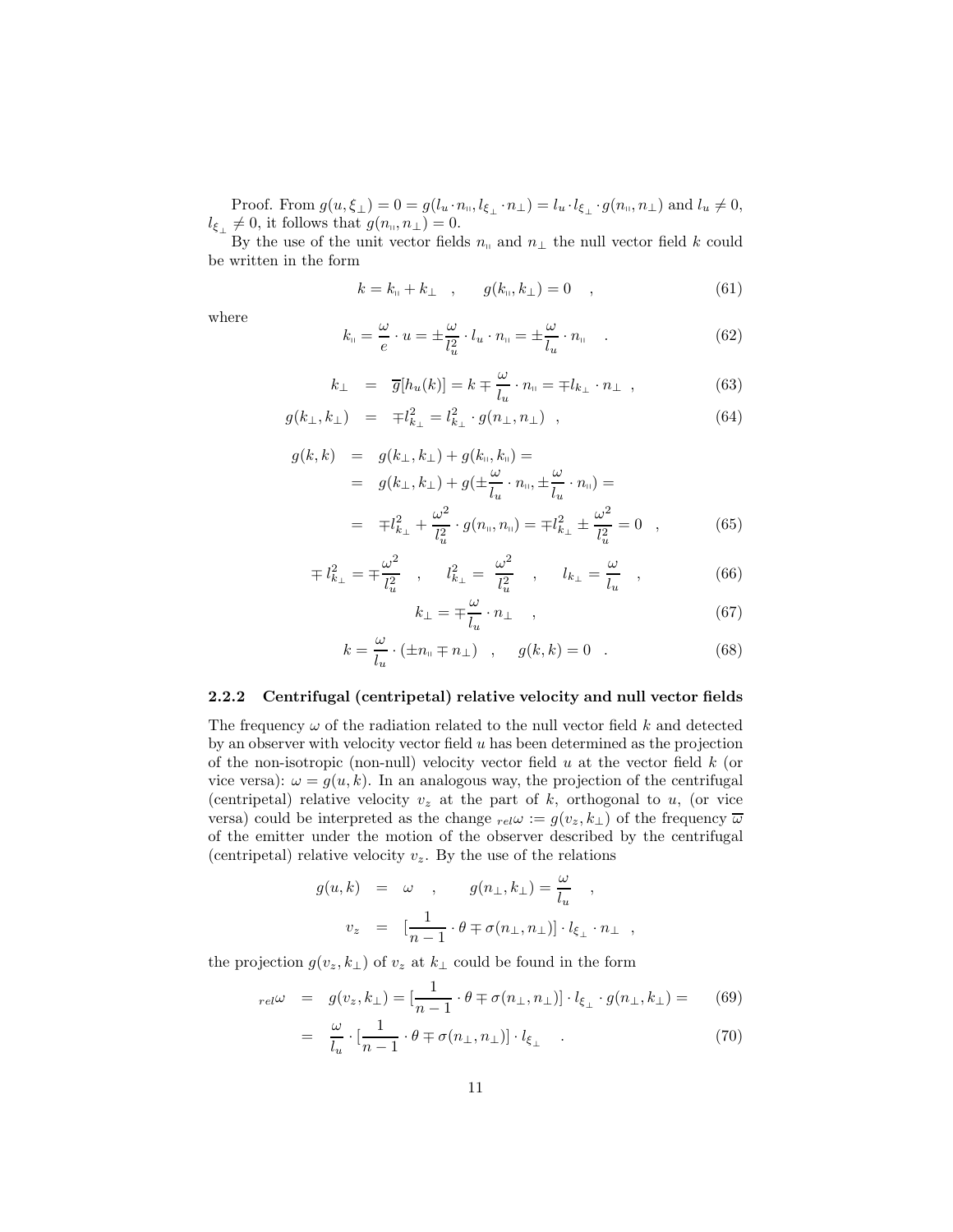Proof. From $g(u, \xi_{\perp}) = 0 = g(l_u \cdot n_{\shortparallel}, l_{\xi_{\perp}} \cdot n_{\perp}) = l_u \cdot l_{\xi_{\perp}} \cdot g(n_{\shortparallel}, n_{\perp})$ and $l_u \neq 0$, $l_{\xi_{\perp}} \neq 0$, it follows that $g(n_{\shortparallel}, n_{\perp}) = 0$.

By the use of the unit vector fields $n_{\shortparallel}$ and $n_{\perp}$ the null vector field $k$ could be written in the form

$$k = k_{\shortparallel} + k_{\perp} \quad , \qquad g(k_{\shortparallel}, k_{\perp}) = 0 \quad , \tag{61}$$

where

$$k_{\shortparallel} = \frac{\omega}{e} \cdot u = \pm \frac{\omega}{l_u^2} \cdot l_u \cdot n_{\shortparallel} = \pm \frac{\omega}{l_u} \cdot n_{\shortparallel} \quad . \tag{62}$$

$$k_{\perp} = \overline{g}[h_u(k)] = k \mp \frac{\omega}{l_u} \cdot n_{\shortparallel} = \mp l_{k_{\perp}} \cdot n_{\perp} \ , \tag{63}$$

$$g(k_{\perp}, k_{\perp}) = \mp l_{k_{\perp}}^2 = l_{k_{\perp}}^2 \cdot g(n_{\perp}, n_{\perp}) \ , \tag{64}$$

$$\begin{aligned} g(k, k) &= g(k_{\perp}, k_{\perp}) + g(k_{\shortparallel}, k_{\shortparallel}) = \\ &= g(k_{\perp}, k_{\perp}) + g(\pm \frac{\omega}{l_u} \cdot n_{\shortparallel}, \pm \frac{\omega}{l_u} \cdot n_{\shortparallel}) = \\ &= \mp l_{k_{\perp}}^2 + \frac{\omega^2}{l_u^2} \cdot g(n_{\shortparallel}, n_{\shortparallel}) = \mp l_{k_{\perp}}^2 \pm \frac{\omega^2}{l_u^2} = 0 \ , \end{aligned} \tag{65}$$

$$\mp l_{k_{\perp}}^2 = \mp \frac{\omega^2}{l_u^2} \quad , \qquad l_{k_{\perp}}^2 = \frac{\omega^2}{l_u^2} \quad , \qquad l_{k_{\perp}} = \frac{\omega}{l_u} \quad , \tag{66}$$

$$k_{\perp} = \mp \frac{\omega}{l_u} \cdot n_{\perp} \quad , \tag{67}$$

$$k = \frac{\omega}{l_u} \cdot (\pm n_{\shortparallel} \mp n_{\perp}) \quad , \qquad g(k, k) = 0 \quad . \tag{68}$$

### 2.2.2 Centrifugal (centripetal) relative velocity and null vector fields

The frequency $\omega$ of the radiation related to the null vector field $k$ and detected by an observer with velocity vector field $u$ has been determined as the projection of the non-isotropic (non-null) velocity vector field $u$ at the vector field $k$ (or vice versa): $\omega = g(u, k)$. In an analogous way, the projection of the centrifugal (centripetal) relative velocity $v_z$ at the part of $k$, orthogonal to $u$, (or vice versa) could be interpreted as the change ${}_{rel}\omega := g(v_z, k_{\perp})$ of the frequency $\overline{\omega}$ of the emitter under the motion of the observer described by the centrifugal (centripetal) relative velocity $v_z$. By the use of the relations

$$\begin{aligned} g(u, k) &= \omega \quad , \qquad g(n_{\perp}, k_{\perp}) = \frac{\omega}{l_u} \quad , \\ v_z &= [\frac{1}{n-1} \cdot \theta \mp \sigma(n_{\perp}, n_{\perp})] \cdot l_{\xi_{\perp}} \cdot n_{\perp} \ , \end{aligned}$$

the projection $g(v_z, k_{\perp})$ of $v_z$ at $k_{\perp}$ could be found in the form

$$\begin{aligned} {}_{rel}\omega &= g(v_z, k_{\perp}) = [\frac{1}{n-1} \cdot \theta \mp \sigma(n_{\perp}, n_{\perp})] \cdot l_{\xi_{\perp}} \cdot g(n_{\perp}, k_{\perp}) = \qquad (69) \\ &= \frac{\omega}{l_u} \cdot [\frac{1}{n-1} \cdot \theta \mp \sigma(n_{\perp}, n_{\perp})] \cdot l_{\xi_{\perp}} \quad . \qquad (70) \end{aligned}$$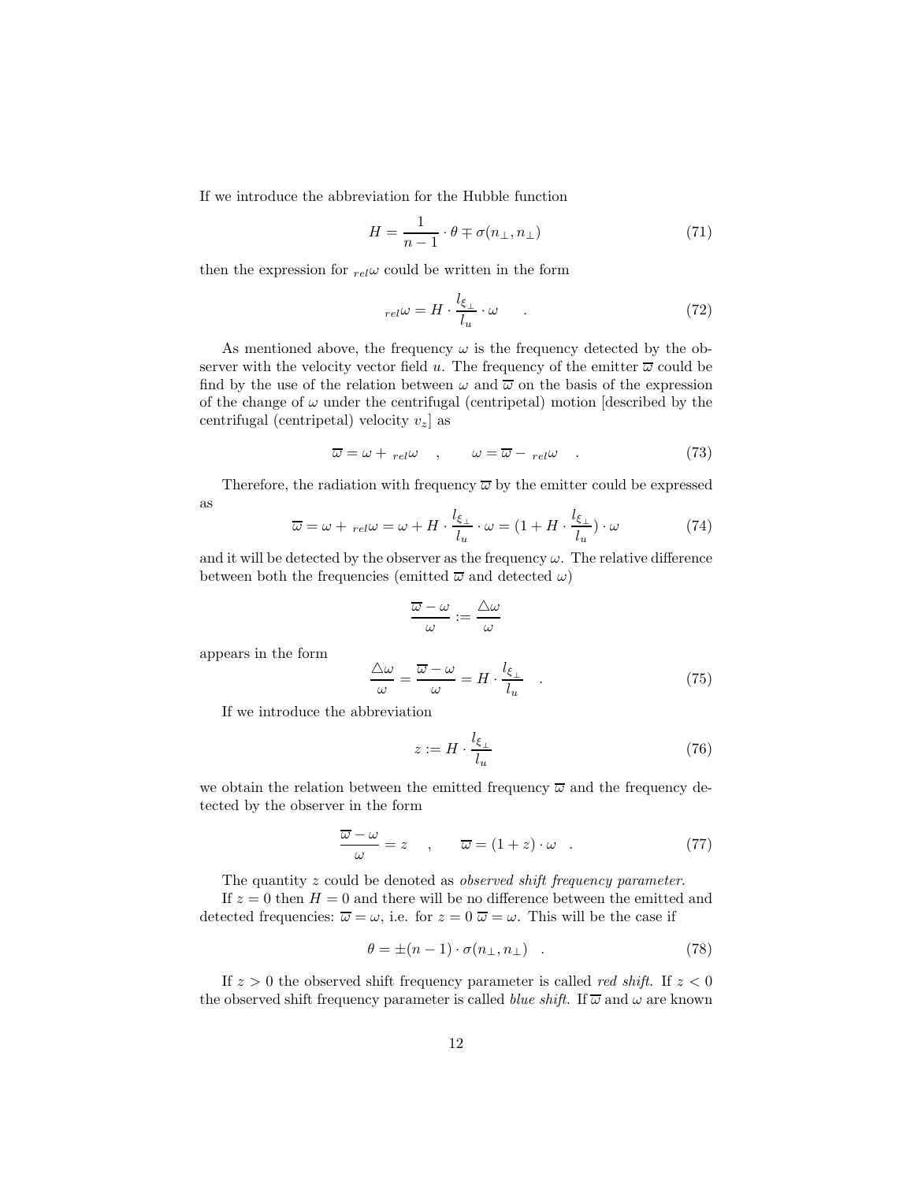If we introduce the abbreviation for the Hubble function

$$H = \frac{1}{n-1} \cdot \theta \mp \sigma(n_{\perp}, n_{\perp}) \tag{71}$$

then the expression for ${}_{rel}\omega$ could be written in the form

$${}_{rel}\omega = H \cdot \frac{l_{\xi_{\perp}}}{l_u} \cdot \omega \quad . \tag{72}$$

As mentioned above, the frequency $\omega$ is the frequency detected by the observer with the velocity vector field $u$. The frequency of the emitter $\overline{\omega}$ could be find by the use of the relation between $\omega$ and $\overline{\omega}$ on the basis of the expression of the change of $\omega$ under the centrifugal (centripetal) motion [described by the centrifugal (centripetal) velocity $v_z$] as

$$\overline{\omega} = \omega + {}_{rel}\omega \quad , \qquad \omega = \overline{\omega} - {}_{rel}\omega \quad . \tag{73}$$

Therefore, the radiation with frequency $\overline{\omega}$ by the emitter could be expressed as

$$\overline{\omega} = \omega + {}_{rel}\omega = \omega + H \cdot \frac{l_{\xi_{\perp}}}{l_u} \cdot \omega = (1 + H \cdot \frac{l_{\xi_{\perp}}}{l_u}) \cdot \omega \tag{74}$$

and it will be detected by the observer as the frequency $\omega$. The relative difference between both the frequencies (emitted $\overline{\omega}$ and detected $\omega$)

$$\frac{\overline{\omega} - \omega}{\omega} := \frac{\triangle\omega}{\omega}$$

appears in the form

$$\frac{\triangle\omega}{\omega} = \frac{\overline{\omega} - \omega}{\omega} = H \cdot \frac{l_{\xi_{\perp}}}{l_u} \quad . \tag{75}$$

If we introduce the abbreviation

$$z := H \cdot \frac{l_{\xi_{\perp}}}{l_u} \tag{76}$$

we obtain the relation between the emitted frequency $\overline{\omega}$ and the frequency detected by the observer in the form

$$\frac{\overline{\omega} - \omega}{\omega} = z \quad , \qquad \overline{\omega} = (1 + z) \cdot \omega \quad . \tag{77}$$

The quantity $z$ could be denoted as *observed shift frequency parameter*.

If $z = 0$ then $H = 0$ and there will be no difference between the emitted and detected frequencies: $\overline{\omega} = \omega$, i.e. for $z = 0$ $\overline{\omega} = \omega$. This will be the case if

$$\theta = \pm(n-1) \cdot \sigma(n_{\perp}, n_{\perp}) \quad . \tag{78}$$

If $z > 0$ the observed shift frequency parameter is called *red shift*. If $z < 0$ the observed shift frequency parameter is called *blue shift*. If $\overline{\omega}$ and $\omega$ are known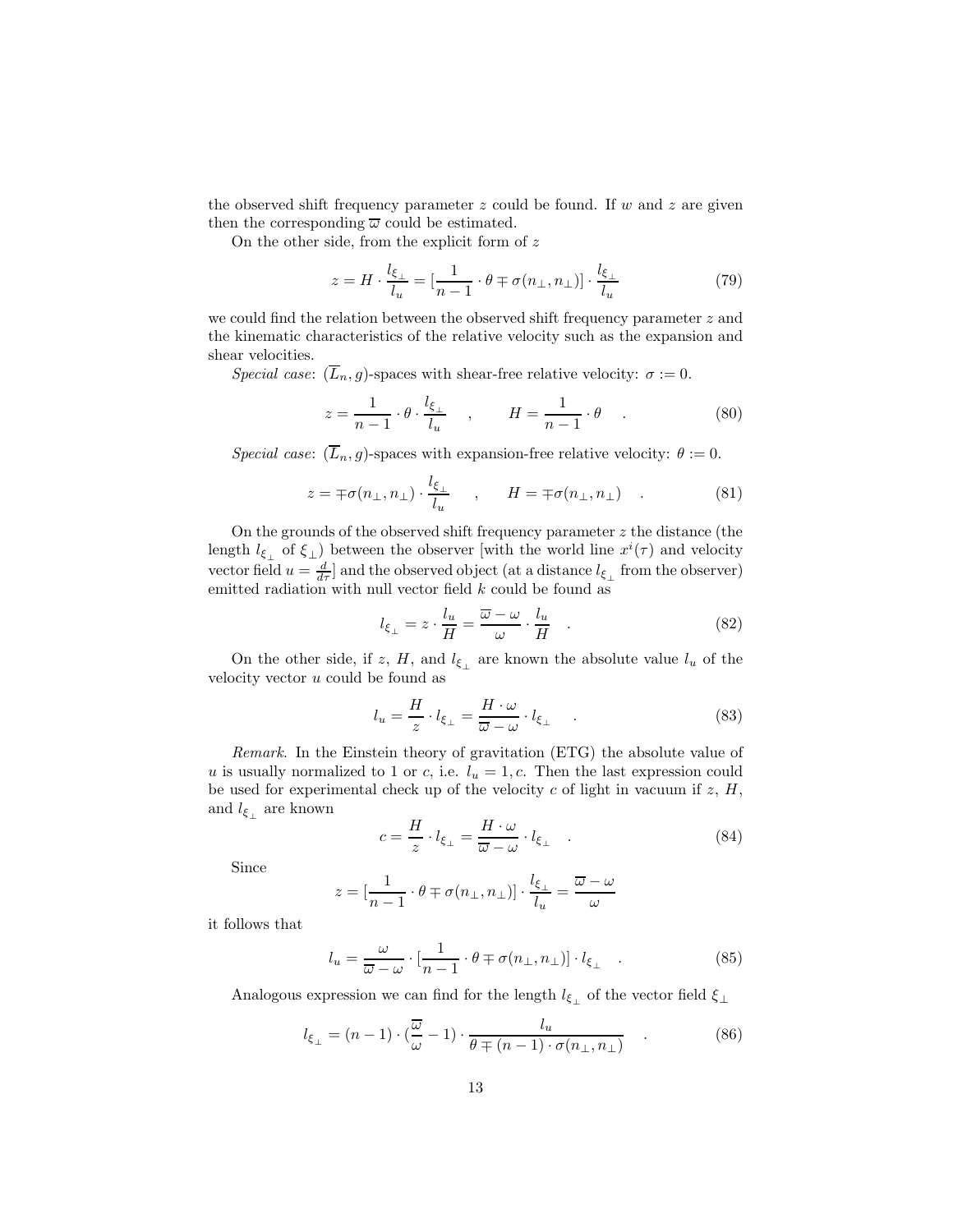the observed shift frequency parameter $z$ could be found. If $w$ and $z$ are given then the corresponding $\overline{\omega}$ could be estimated.

On the other side, from the explicit form of $z$

$$z = H \cdot \frac{l_{\xi_\perp}}{l_u} = [\frac{1}{n-1} \cdot \theta \mp \sigma(n_\perp, n_\perp)] \cdot \frac{l_{\xi_\perp}}{l_u} \tag{79}$$

we could find the relation between the observed shift frequency parameter $z$ and the kinematic characteristics of the relative velocity such as the expansion and shear velocities.

*Special case*: $(\overline{L}_n, g)$-spaces with shear-free relative velocity: $\sigma := 0$.

$$z = \frac{1}{n-1} \cdot \theta \cdot \frac{l_{\xi_\perp}}{l_u} \quad , \qquad H = \frac{1}{n-1} \cdot \theta \quad . \tag{80}$$

*Special case*: $(\overline{L}_n, g)$-spaces with expansion-free relative velocity: $\theta := 0$.

$$z = \mp\sigma(n_\perp, n_\perp) \cdot \frac{l_{\xi_\perp}}{l_u} \quad , \qquad H = \mp\sigma(n_\perp, n_\perp) \quad . \tag{81}$$

On the grounds of the observed shift frequency parameter $z$ the distance (the length $l_{\xi_\perp}$ of $\xi_\perp$) between the observer [with the world line $x^i(\tau)$ and velocity vector field $u = \frac{d}{d\tau}$] and the observed object (at a distance $l_{\xi_\perp}$ from the observer) emitted radiation with null vector field $k$ could be found as

$$l_{\xi_\perp} = z \cdot \frac{l_u}{H} = \frac{\overline{\omega} - \omega}{\omega} \cdot \frac{l_u}{H} \quad . \tag{82}$$

On the other side, if $z$, $H$, and $l_{\xi_\perp}$ are known the absolute value $l_u$ of the velocity vector $u$ could be found as

$$l_u = \frac{H}{z} \cdot l_{\xi_\perp} = \frac{H \cdot \omega}{\overline{\omega} - \omega} \cdot l_{\xi_\perp} \quad . \tag{83}$$

*Remark*. In the Einstein theory of gravitation (ETG) the absolute value of $u$ is usually normalized to 1 or $c$, i.e. $l_u = 1, c$. Then the last expression could be used for experimental check up of the velocity $c$ of light in vacuum if $z$, $H$, and $l_{\xi_\perp}$ are known

$$c = \frac{H}{z} \cdot l_{\xi_\perp} = \frac{H \cdot \omega}{\overline{\omega} - \omega} \cdot l_{\xi_\perp} \quad . \tag{84}$$

Since

$$z = [\frac{1}{n-1} \cdot \theta \mp \sigma(n_\perp, n_\perp)] \cdot \frac{l_{\xi_\perp}}{l_u} = \frac{\overline{\omega} - \omega}{\omega}$$

it follows that

$$l_u = \frac{\omega}{\overline{\omega} - \omega} \cdot [\frac{1}{n-1} \cdot \theta \mp \sigma(n_\perp, n_\perp)] \cdot l_{\xi_\perp} \quad . \tag{85}$$

Analogous expression we can find for the length $l_{\xi_\perp}$ of the vector field $\xi_\perp$

$$l_{\xi_\perp} = (n-1) \cdot (\frac{\overline{\omega}}{\omega} - 1) \cdot \frac{l_u}{\theta \mp (n-1) \cdot \sigma(n_\perp, n_\perp)} \quad . \tag{86}$$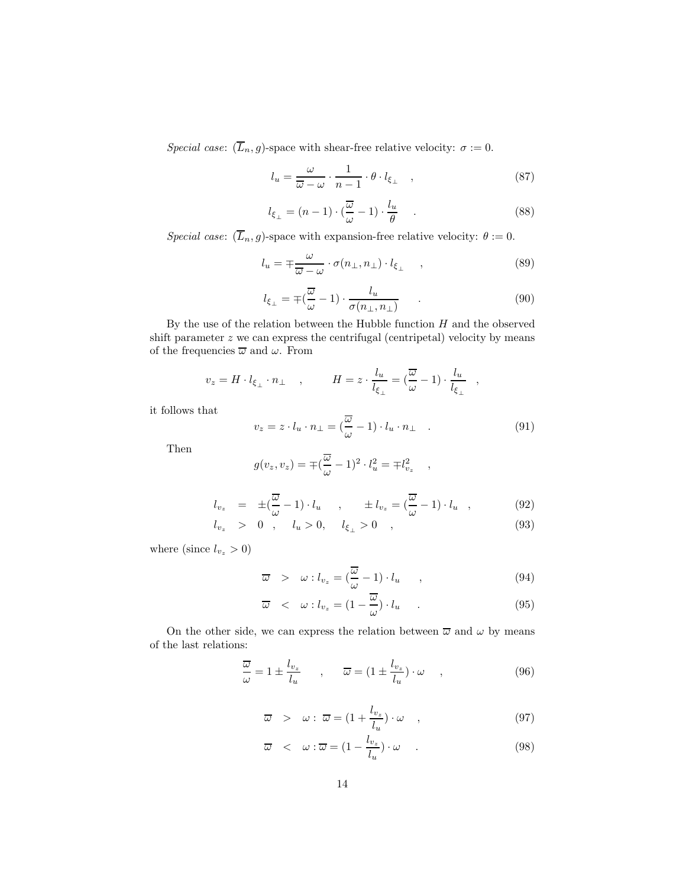*Special case*: $(\overline{L}_n, g)$-space with shear-free relative velocity: $\sigma := 0$.

$$l_u = \frac{\omega}{\overline{\omega} - \omega} \cdot \frac{1}{n-1} \cdot \theta \cdot l_{\xi_\perp} \quad , \tag{87}$$

$$l_{\xi_\perp} = (n-1) \cdot (\frac{\overline{\omega}}{\omega} - 1) \cdot \frac{l_u}{\theta} \quad . \tag{88}$$

*Special case*: $(\overline{L}_n, g)$-space with expansion-free relative velocity: $\theta := 0$.

$$l_u = \mp \frac{\omega}{\overline{\omega} - \omega} \cdot \sigma(n_\perp, n_\perp) \cdot l_{\xi_\perp} \quad , \tag{89}$$

$$l_{\xi_\perp} = \mp (\frac{\overline{\omega}}{\omega} - 1) \cdot \frac{l_u}{\sigma(n_\perp, n_\perp)} \quad . \tag{90}$$

By the use of the relation between the Hubble function $H$ and the observed shift parameter $z$ we can express the centrifugal (centripetal) velocity by means of the frequencies $\overline{\omega}$ and $\omega$. From

$$v_z = H \cdot l_{\xi_\perp} \cdot n_\perp \quad , \qquad H = z \cdot \frac{l_u}{l_{\xi_\perp}} = (\frac{\overline{\omega}}{\omega} - 1) \cdot \frac{l_u}{l_{\xi_\perp}} \quad ,$$

it follows that

$$v_z = z \cdot l_u \cdot n_\perp = (\frac{\overline{\omega}}{\omega} - 1) \cdot l_u \cdot n_\perp \quad . \tag{91}$$

Then

$$g(v_z, v_z) = \mp (\frac{\overline{\omega}}{\omega} - 1)^2 \cdot l_u^2 = \mp l_{v_z}^2 \quad ,$$

$$l_{v_z} = \pm (\frac{\overline{\omega}}{\omega} - 1) \cdot l_u \quad , \qquad \pm l_{v_z} = (\frac{\overline{\omega}}{\omega} - 1) \cdot l_u \quad , \tag{92}$$

$$l_{v_z} > 0 \quad , \quad l_u > 0, \quad l_{\xi_\perp} > 0 \quad , \tag{93}$$

where (since $l_{v_z} > 0$)

$$\overline{\omega} > \omega : l_{v_z} = (\frac{\overline{\omega}}{\omega} - 1) \cdot l_u \quad , \tag{94}$$

$$\overline{\omega} < \omega : l_{v_z} = (1 - \frac{\overline{\omega}}{\omega}) \cdot l_u \quad . \tag{95}$$

On the other side, we can express the relation between $\overline{\omega}$ and $\omega$ by means of the last relations:

$$\frac{\overline{\omega}}{\omega} = 1 \pm \frac{l_{v_z}}{l_u} \quad , \qquad \overline{\omega} = (1 \pm \frac{l_{v_z}}{l_u}) \cdot \omega \quad , \tag{96}$$

$$\overline{\omega} > \omega : \; \overline{\omega} = (1 + \frac{l_{v_z}}{l_u}) \cdot \omega \quad , \tag{97}$$

$$\overline{\omega} < \omega : \overline{\omega} = (1 - \frac{l_{v_z}}{l_u}) \cdot \omega \quad . \tag{98}$$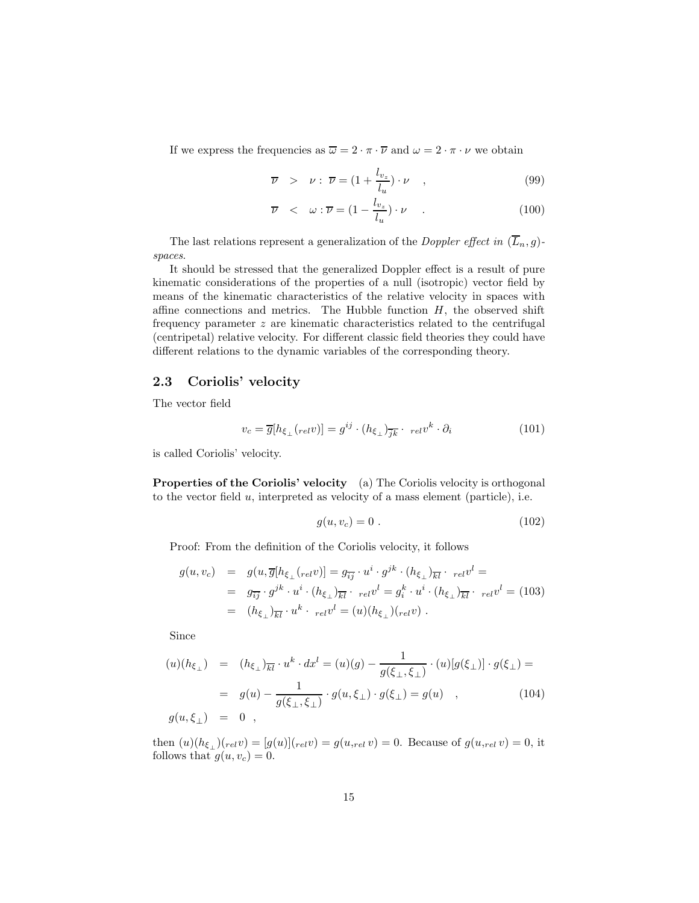If we express the frequencies as $\overline{\omega} = 2 \cdot \pi \cdot \overline{\nu}$ and $\omega = 2 \cdot \pi \cdot \nu$ we obtain

$$\overline{\nu} \quad > \quad \nu : \; \overline{\nu} = (1 + \frac{l_{v_z}}{l_u}) \cdot \nu \quad , \tag{99}$$

$$\overline{\nu} \quad < \quad \omega : \overline{\nu} = (1 - \frac{l_{v_z}}{l_u}) \cdot \nu \quad . \tag{100}$$

The last relations represent a generalization of the *Doppler effect in* $(\overline{L}_n, g)$*-spaces*.

It should be stressed that the generalized Doppler effect is a result of pure kinematic considerations of the properties of a null (isotropic) vector field by means of the kinematic characteristics of the relative velocity in spaces with affine connections and metrics. The Hubble function $H$, the observed shift frequency parameter $z$ are kinematic characteristics related to the centrifugal (centripetal) relative velocity. For different classic field theories they could have different relations to the dynamic variables of the corresponding theory.

## 2.3 Coriolis' velocity

The vector field

$$v_c = \overline{g}[h_{\xi_\perp}({}_{rel}v)] = g^{ij} \cdot (h_{\xi_\perp})_{\overline{jk}} \cdot \ {}_{rel}v^k \cdot \partial_i \tag{101}$$

is called Coriolis' velocity.

**Properties of the Coriolis' velocity** (a) The Coriolis velocity is orthogonal to the vector field $u$, interpreted as velocity of a mass element (particle), i.e.

$$g(u, v_c) = 0 \ . \tag{102}$$

Proof: From the definition of the Coriolis velocity, it follows

$$\begin{aligned} g(u, v_c) &= g(u, \overline{g}[h_{\xi_\perp}({}_{rel}v)] = g_{\overline{ij}} \cdot u^i \cdot g^{jk} \cdot (h_{\xi_\perp})_{\overline{kl}} \cdot \ {}_{rel}v^l = \\ &= g_{\overline{ij}} \cdot g^{jk} \cdot u^i \cdot (h_{\xi_\perp})_{\overline{kl}} \cdot \ {}_{rel}v^l = g_i^k \cdot u^i \cdot (h_{\xi_\perp})_{\overline{kl}} \cdot \ {}_{rel}v^l = \\ &= (h_{\xi_\perp})_{\overline{kl}} \cdot u^k \cdot \ {}_{rel}v^l = (u)(h_{\xi_\perp})({}_{rel}v) \ . \end{aligned} \tag{103}$$

Since

$$\begin{aligned} (u)(h_{\xi_\perp}) &= (h_{\xi_\perp})_{\overline{kl}} \cdot u^k \cdot dx^l = (u)(g) - \frac{1}{g(\xi_\perp, \xi_\perp)} \cdot (u)[g(\xi_\perp)] \cdot g(\xi_\perp) = \\ &= g(u) - \frac{1}{g(\xi_\perp, \xi_\perp)} \cdot g(u, \xi_\perp) \cdot g(\xi_\perp) = g(u) \quad , \\ g(u, \xi_\perp) &= 0 \quad , \end{aligned} \tag{104}$$

then $(u)(h_{\xi_\perp})({}_{rel}v) = [g(u)]({}_{rel}v) = g(u, {}_{rel}v) = 0$. Because of $g(u, {}_{rel}v) = 0$, it follows that $g(u, v_c) = 0$.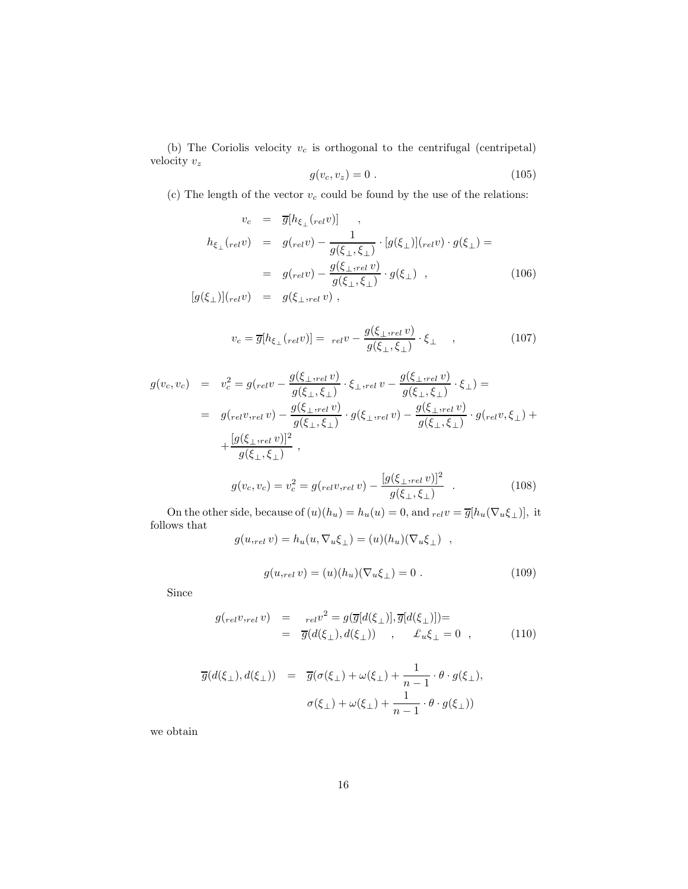(b) The Coriolis velocity $v_c$ is orthogonal to the centrifugal (centripetal) velocity $v_z$

$$
g(v_c, v_z) = 0 \ . \tag{105}
$$

(c) The length of the vector $v_c$ could be found by the use of the relations:

$$
\begin{aligned}
v_c &= \overline{g}[h_{\xi_\perp}({}_{rel}v)] \quad , \\
h_{\xi_\perp}({}_{rel}v) &= g({}_{rel}v) - \frac{1}{g(\xi_\perp, \xi_\perp)} \cdot [g(\xi_\perp)]({}_{rel}v) \cdot g(\xi_\perp) = \\
&= g({}_{rel}v) - \frac{g(\xi_\perp, {}_{rel}v)}{g(\xi_\perp, \xi_\perp)} \cdot g(\xi_\perp) \quad , \\
[g(\xi_\perp)]({}_{rel}v) &= g(\xi_\perp, {}_{rel}v) \ ,
\end{aligned} \tag{106}
$$

$$
v_c = \overline{g}[h_{\xi_\perp}({}_{rel}v)] = {}_{rel}v - \frac{g(\xi_\perp, {}_{rel}v)}{g(\xi_\perp, \xi_\perp)} \cdot \xi_\perp \quad , \tag{107}
$$

$$
\begin{aligned}
g(v_c, v_c) &= v_c^2 = g({}_{rel}v - \frac{g(\xi_\perp, {}_{rel}v)}{g(\xi_\perp, \xi_\perp)} \cdot \xi_\perp, {}_{rel}v - \frac{g(\xi_\perp, {}_{rel}v)}{g(\xi_\perp, \xi_\perp)} \cdot \xi_\perp) = \\
&= g({}_{rel}v, {}_{rel}v) - \frac{g(\xi_\perp, {}_{rel}v)}{g(\xi_\perp, \xi_\perp)} \cdot g(\xi_\perp, {}_{rel}v) - \frac{g(\xi_\perp, {}_{rel}v)}{g(\xi_\perp, \xi_\perp)} \cdot g({}_{rel}v, \xi_\perp) + \\
&\quad + \frac{[g(\xi_\perp, {}_{rel}v)]^2}{g(\xi_\perp, \xi_\perp)} \ ,
\end{aligned}
$$

$$
g(v_c, v_c) = v_c^2 = g({}_{rel}v, {}_{rel}v) - \frac{[g(\xi_\perp, {}_{rel}v)]^2}{g(\xi_\perp, \xi_\perp)} \quad . \tag{108}
$$

On the other side, because of $(u)(h_u) = h_u(u) = 0$, and ${}_{rel}v = \overline{g}[h_u(\nabla_u \xi_\perp)]$, it follows that

$$
g(u, {}_{rel}v) = h_u(u, \nabla_u \xi_\perp) = (u)(h_u)(\nabla_u \xi_\perp) \quad ,
$$

$$
g(u, {}_{rel}v) = (u)(h_u)(\nabla_u \xi_\perp) = 0 \ . \tag{109}
$$

Since

$$
\begin{aligned}
g({}_{rel}v, {}_{rel}v) &= {}_{rel}v^2 = g(\overline{g}[d(\xi_\perp)], \overline{g}[d(\xi_\perp)]) = \\
&= \overline{g}(d(\xi_\perp), d(\xi_\perp)) \quad , \quad \pounds_u \xi_\perp = 0 \quad ,
\end{aligned} \tag{110}
$$

$$
\begin{aligned}
\overline{g}(d(\xi_\perp), d(\xi_\perp)) &= \overline{g}(\sigma(\xi_\perp) + \omega(\xi_\perp) + \frac{1}{n-1} \cdot \theta \cdot g(\xi_\perp), \\
&\qquad \sigma(\xi_\perp) + \omega(\xi_\perp) + \frac{1}{n-1} \cdot \theta \cdot g(\xi_\perp))
\end{aligned}
$$

we obtain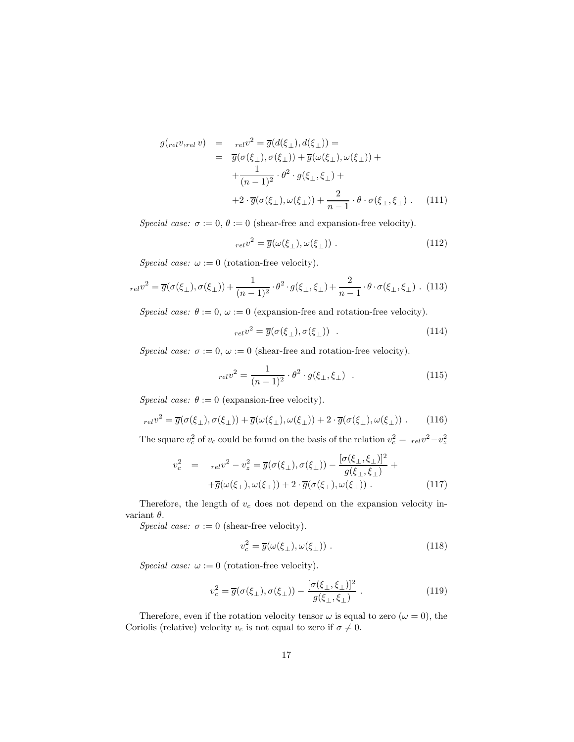$$
\begin{aligned}
g({}_{rel}v, {}_{rel}v) &= {}_{rel}v^2 = \overline{g}(d(\xi_\perp), d(\xi_\perp)) = \\
&= \overline{g}(\sigma(\xi_\perp), \sigma(\xi_\perp)) + \overline{g}(\omega(\xi_\perp), \omega(\xi_\perp)) + \\
&\quad + \frac{1}{(n-1)^2} \cdot \theta^2 \cdot g(\xi_\perp, \xi_\perp) + \\
&\quad + 2 \cdot \overline{g}(\sigma(\xi_\perp), \omega(\xi_\perp)) + \frac{2}{n-1} \cdot \theta \cdot \sigma(\xi_\perp, \xi_\perp) \ . \qquad (111)
\end{aligned}
$$

*Special case:* $\sigma := 0$, $\theta := 0$ (shear-free and expansion-free velocity).

$$
{}_{rel}v^2 = \overline{g}(\omega(\xi_\perp), \omega(\xi_\perp)) \ . \qquad (112)
$$

*Special case:* $\omega := 0$ (rotation-free velocity).

$$
{}_{rel}v^2 = \overline{g}(\sigma(\xi_\perp), \sigma(\xi_\perp)) + \frac{1}{(n-1)^2} \cdot \theta^2 \cdot g(\xi_\perp, \xi_\perp) + \frac{2}{n-1} \cdot \theta \cdot \sigma(\xi_\perp, \xi_\perp) \ . \qquad (113)
$$

*Special case:* $\theta := 0$, $\omega := 0$ (expansion-free and rotation-free velocity).

$$
{}_{rel}v^2 = \overline{g}(\sigma(\xi_\perp), \sigma(\xi_\perp)) \ . \qquad (114)
$$

*Special case:* $\sigma := 0$, $\omega := 0$ (shear-free and rotation-free velocity).

$$
{}_{rel}v^2 = \frac{1}{(n-1)^2} \cdot \theta^2 \cdot g(\xi_\perp, \xi_\perp) \ . \qquad (115)
$$

*Special case:* $\theta := 0$ (expansion-free velocity).

$$
{}_{rel}v^2 = \overline{g}(\sigma(\xi_\perp), \sigma(\xi_\perp)) + \overline{g}(\omega(\xi_\perp), \omega(\xi_\perp)) + 2 \cdot \overline{g}(\sigma(\xi_\perp), \omega(\xi_\perp)) \ . \qquad (116)
$$

The square $v_c^2$ of $v_c$ could be found on the basis of the relation $v_c^2 = {}_{rel}v^2 - v_z^2$

$$
\begin{aligned}
v_c^2 &= {}_{rel}v^2 - v_z^2 = \overline{g}(\sigma(\xi_\perp), \sigma(\xi_\perp)) - \frac{[\sigma(\xi_\perp, \xi_\perp)]^2}{g(\xi_\perp, \xi_\perp)} + \\
&\quad + \overline{g}(\omega(\xi_\perp), \omega(\xi_\perp)) + 2 \cdot \overline{g}(\sigma(\xi_\perp), \omega(\xi_\perp)) \ . \qquad (117)
\end{aligned}
$$

Therefore, the length of $v_c$ does not depend on the expansion velocity invariant $\theta$.

*Special case:* $\sigma := 0$ (shear-free velocity).

$$
v_c^2 = \overline{g}(\omega(\xi_\perp), \omega(\xi_\perp)) \ . \qquad (118)
$$

*Special case:* $\omega := 0$ (rotation-free velocity).

$$
v_c^2 = \overline{g}(\sigma(\xi_\perp), \sigma(\xi_\perp)) - \frac{[\sigma(\xi_\perp, \xi_\perp)]^2}{g(\xi_\perp, \xi_\perp)} \ . \qquad (119)
$$

Therefore, even if the rotation velocity tensor $\omega$ is equal to zero ($\omega = 0$), the Coriolis (relative) velocity $v_c$ is not equal to zero if $\sigma \neq 0$.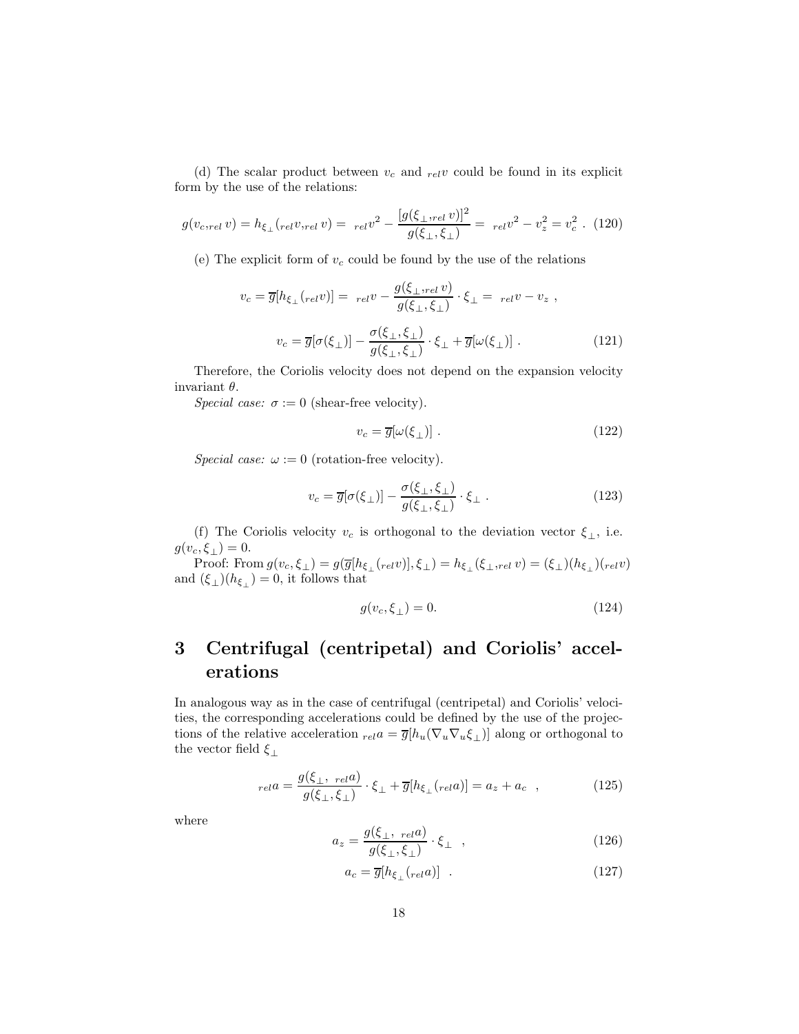(d) The scalar product between $v_c$ and ${}_{rel}v$ could be found in its explicit form by the use of the relations:

$$g(v_c, {}_{rel}v) = h_{\xi_\perp}({}_{rel}v, {}_{rel}v) = {}_{rel}v^2 - \frac{[g(\xi_\perp, {}_{rel}v)]^2}{g(\xi_\perp, \xi_\perp)} = {}_{rel}v^2 - v_z^2 = v_c^2 \ . \tag{120}$$

(e) The explicit form of $v_c$ could be found by the use of the relations

$$v_c = \overline{g}[h_{\xi_\perp}({}_{rel}v)] = {}_{rel}v - \frac{g(\xi_\perp, {}_{rel}v)}{g(\xi_\perp, \xi_\perp)} \cdot \xi_\perp = {}_{rel}v - v_z \ ,$$

$$v_c = \overline{g}[\sigma(\xi_\perp)] - \frac{\sigma(\xi_\perp, \xi_\perp)}{g(\xi_\perp, \xi_\perp)} \cdot \xi_\perp + \overline{g}[\omega(\xi_\perp)] \ . \tag{121}$$

Therefore, the Coriolis velocity does not depend on the expansion velocity invariant $\theta$.

*Special case:* $\sigma := 0$ (shear-free velocity).

$$v_c = \overline{g}[\omega(\xi_\perp)] \ . \tag{122}$$

*Special case:* $\omega := 0$ (rotation-free velocity).

$$v_c = \overline{g}[\sigma(\xi_\perp)] - \frac{\sigma(\xi_\perp, \xi_\perp)}{g(\xi_\perp, \xi_\perp)} \cdot \xi_\perp \ . \tag{123}$$

(f) The Coriolis velocity $v_c$ is orthogonal to the deviation vector $\xi_\perp$, i.e. $g(v_c, \xi_\perp) = 0$.

Proof: From $g(v_c, \xi_\perp) = g(\overline{g}[h_{\xi_\perp}({}_{rel}v)], \xi_\perp) = h_{\xi_\perp}(\xi_\perp, {}_{rel}v) = (\xi_\perp)(h_{\xi_\perp})({}_{rel}v)$ and $(\xi_\perp)(h_{\xi_\perp}) = 0$, it follows that

$$g(v_c, \xi_\perp) = 0. \tag{124}$$

# 3 Centrifugal (centripetal) and Coriolis' accelerations

In analogous way as in the case of centrifugal (centripetal) and Coriolis' velocities, the corresponding accelerations could be defined by the use of the projections of the relative acceleration ${}_{rel}a = \overline{g}[h_u(\nabla_u \nabla_u \xi_\perp)]$ along or orthogonal to the vector field $\xi_\perp$

$${}_{rel}a = \frac{g(\xi_\perp, \ {}_{rel}a)}{g(\xi_\perp, \xi_\perp)} \cdot \xi_\perp + \overline{g}[h_{\xi_\perp}({}_{rel}a)] = a_z + a_c \ \ , \tag{125}$$

where

$$a_z = \frac{g(\xi_\perp, \ {}_{rel}a)}{g(\xi_\perp, \xi_\perp)} \cdot \xi_\perp \ \ , \tag{126}$$

$$a_c = \overline{g}[h_{\xi_\perp}({}_{rel}a)] \ \ . \tag{127}$$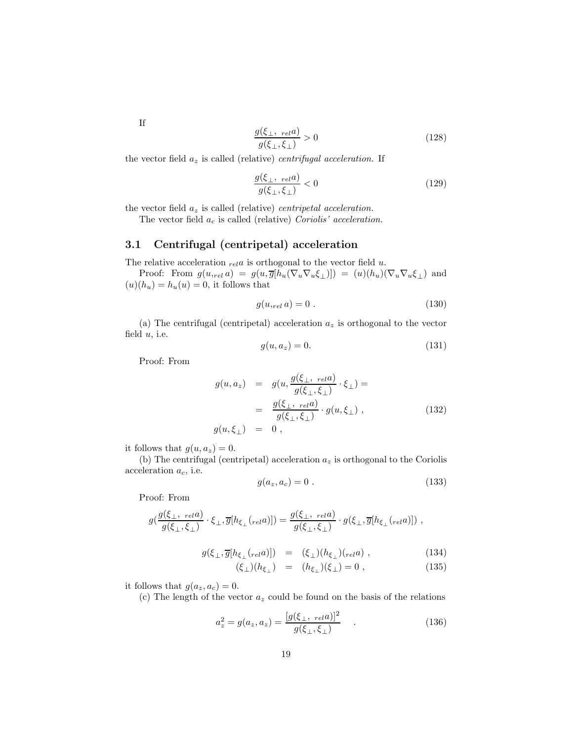If

$$\frac{g(\xi_\perp, \ {}_{rel}a)}{g(\xi_\perp, \xi_\perp)} > 0 \tag{128}$$

the vector field $a_z$ is called (relative) *centrifugal acceleration.* If

$$\frac{g(\xi_\perp, \ {}_{rel}a)}{g(\xi_\perp, \xi_\perp)} < 0 \tag{129}$$

the vector field $a_z$ is called (relative) *centripetal acceleration.*

The vector field $a_c$ is called (relative) *Coriolis' acceleration.*

## 3.1 Centrifugal (centripetal) acceleration

The relative acceleration ${}_{rel}a$ is orthogonal to the vector field $u$.

Proof: From $g(u, {}_{rel}a) = g(u, \overline{g}[h_u(\nabla_u \nabla_u \xi_\perp)]) = (u)(h_u)(\nabla_u \nabla_u \xi_\perp)$ and $(u)(h_u) = h_u(u) = 0$, it follows that

$$g(u, {}_{rel}a) = 0 \ . \tag{130}$$

(a) The centrifugal (centripetal) acceleration $a_z$ is orthogonal to the vector field $u$, i.e.

$$g(u, a_z) = 0. \tag{131}$$

Proof: From

$$\begin{aligned} g(u, a_z) &= g(u, \frac{g(\xi_\perp, \ {}_{rel}a)}{g(\xi_\perp, \xi_\perp)} \cdot \xi_\perp) = \\ &= \frac{g(\xi_\perp, \ {}_{rel}a)}{g(\xi_\perp, \xi_\perp)} \cdot g(u, \xi_\perp) \ , \\ g(u, \xi_\perp) &= 0 \ , \end{aligned} \tag{132}$$

it follows that $g(u, a_z) = 0$.

(b) The centrifugal (centripetal) acceleration $a_z$ is orthogonal to the Coriolis acceleration $a_c$, i.e.

$$g(a_z, a_c) = 0 \ . \tag{133}$$

Proof: From

$$g(\frac{g(\xi_\perp, \ {}_{rel}a)}{g(\xi_\perp, \xi_\perp)} \cdot \xi_\perp, \overline{g}[h_{\xi_\perp}({}_{rel}a)]) = \frac{g(\xi_\perp, \ {}_{rel}a)}{g(\xi_\perp, \xi_\perp)} \cdot g(\xi_\perp, \overline{g}[h_{\xi_\perp}({}_{rel}a)]) \ ,$$

$$g(\xi_\perp, \overline{g}[h_{\xi_\perp}({}_{rel}a)]) = (\xi_\perp)(h_{\xi_\perp})({}_{rel}a) \ , \tag{134}$$

$$(\xi_\perp)(h_{\xi_\perp}) = (h_{\xi_\perp})(\xi_\perp) = 0 \ , \tag{135}$$

it follows that $g(a_z, a_c) = 0$.

(c) The length of the vector $a_z$ could be found on the basis of the relations

$$a_z^2 = g(a_z, a_z) = \frac{[g(\xi_\perp, \ {}_{rel}a)]^2}{g(\xi_\perp, \xi_\perp)} \quad . \tag{136}$$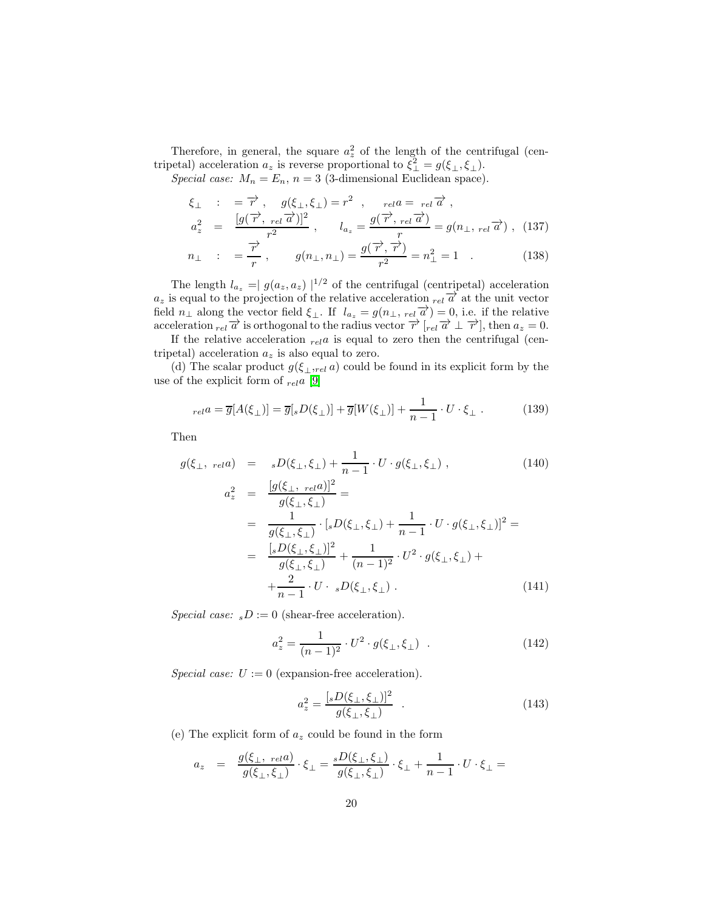Therefore, in general, the square $a_z^2$ of the length of the centrifugal (centripetal) acceleration $a_z$ is reverse proportional to $\xi_\perp^2 = g(\xi_\perp, \xi_\perp)$.

*Special case:* $M_n = E_n$, $n = 3$ (3-dimensional Euclidean space).

$$\xi_\perp \quad : \quad = \overrightarrow{r} \ , \quad g(\xi_\perp, \xi_\perp) = r^2 \quad , \qquad {}_{rel}a = {}_{rel}\overrightarrow{a} \ ,$$

$$a_z^2 \quad = \quad \frac{[g(\overrightarrow{r}, {}_{rel}\overrightarrow{a})]^2}{r^2} \ , \qquad l_{a_z} = \frac{g(\overrightarrow{r}, {}_{rel}\overrightarrow{a})}{r} = g(n_\perp, {}_{rel}\overrightarrow{a}) \ , \quad (137)$$

$$n_\perp \quad : \quad = \frac{\overrightarrow{r}}{r} \ , \qquad g(n_\perp, n_\perp) = \frac{g(\overrightarrow{r}, \overrightarrow{r})}{r^2} = n_\perp^2 = 1 \quad . \quad (138)$$

The length $l_{a_z} = \mid g(a_z, a_z) \mid^{1/2}$ of the centrifugal (centripetal) acceleration $a_z$ is equal to the projection of the relative acceleration ${}_{rel}\overrightarrow{a}$ at the unit vector field $n_\perp$ along the vector field $\xi_\perp$. If $l_{a_z} = g(n_\perp, {}_{rel}\overrightarrow{a}) = 0$, i.e. if the relative acceleration ${}_{rel}\overrightarrow{a}$ is orthogonal to the radius vector $\overrightarrow{r}$ $[{}_{rel}\overrightarrow{a} \perp \overrightarrow{r}]$, then $a_z = 0$.

If the relative acceleration ${}_{rel}a$ is equal to zero then the centrifugal (centripetal) acceleration $a_z$ is also equal to zero.

(d) The scalar product $g(\xi_\perp, {}_{rel}a)$ could be found in its explicit form by the use of the explicit form of ${}_{rel}a$ [9]

$${}_{rel}a = \overline{g}[A(\xi_\perp)] = \overline{g}[{}_sD(\xi_\perp)] + \overline{g}[W(\xi_\perp)] + \frac{1}{n-1} \cdot U \cdot \xi_\perp \ . \quad (139)$$

Then

$$g(\xi_\perp, {}_{rel}a) \quad = \quad {}_sD(\xi_\perp, \xi_\perp) + \frac{1}{n-1} \cdot U \cdot g(\xi_\perp, \xi_\perp) \ , \quad (140)$$

$$\begin{aligned} a_z^2 &= \frac{[g(\xi_\perp, {}_{rel}a)]^2}{g(\xi_\perp, \xi_\perp)} = \\ &= \frac{1}{g(\xi_\perp, \xi_\perp)} \cdot [{}_sD(\xi_\perp, \xi_\perp) + \frac{1}{n-1} \cdot U \cdot g(\xi_\perp, \xi_\perp)]^2 = \\ &= \frac{[{}_sD(\xi_\perp, \xi_\perp)]^2}{g(\xi_\perp, \xi_\perp)} + \frac{1}{(n-1)^2} \cdot U^2 \cdot g(\xi_\perp, \xi_\perp) + \\ &+ \frac{2}{n-1} \cdot U \cdot {}_sD(\xi_\perp, \xi_\perp) \ . \end{aligned} \quad (141)$$

*Special case:* ${}_sD := 0$ (shear-free acceleration).

$$a_z^2 = \frac{1}{(n-1)^2} \cdot U^2 \cdot g(\xi_\perp, \xi_\perp) \quad . \quad (142)$$

*Special case:* $U := 0$ (expansion-free acceleration).

$$a_z^2 = \frac{[{}_sD(\xi_\perp, \xi_\perp)]^2}{g(\xi_\perp, \xi_\perp)} \quad . \quad (143)$$

(e) The explicit form of $a_z$ could be found in the form

$$a_z \quad = \quad \frac{g(\xi_\perp, {}_{rel}a)}{g(\xi_\perp, \xi_\perp)} \cdot \xi_\perp = \frac{{}_sD(\xi_\perp, \xi_\perp)}{g(\xi_\perp, \xi_\perp)} \cdot \xi_\perp + \frac{1}{n-1} \cdot U \cdot \xi_\perp =$$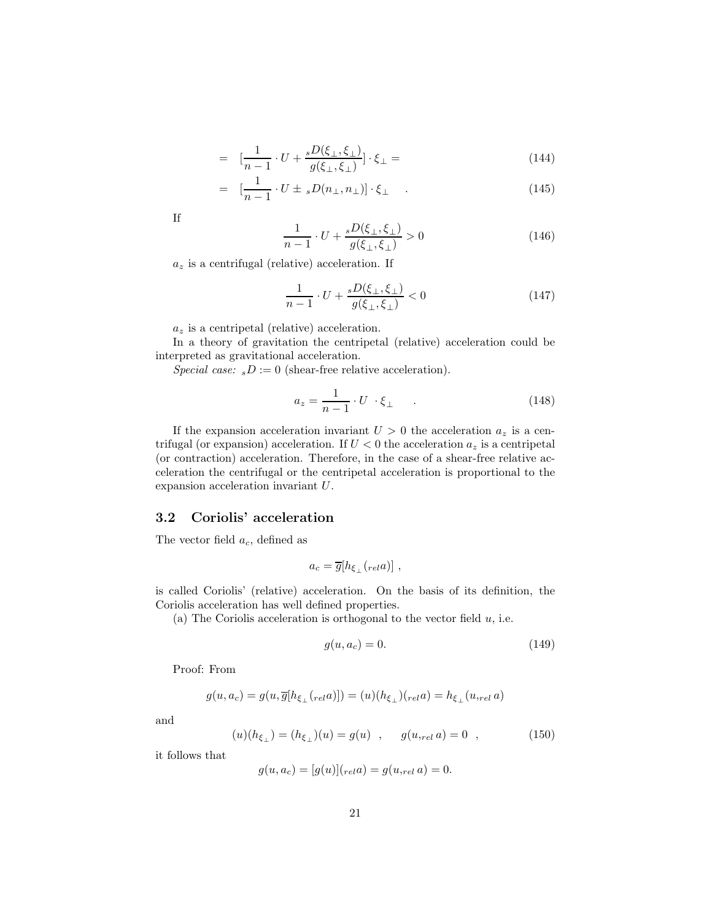$$= \quad [\frac{1}{n-1} \cdot U + \frac{{}_sD(\xi_\perp, \xi_\perp)}{g(\xi_\perp, \xi_\perp)}] \cdot \xi_\perp = \tag{144}$$

$$= \quad [\frac{1}{n-1} \cdot U \pm {}_sD(n_\perp, n_\perp)] \cdot \xi_\perp \quad . \tag{145}$$

If

$$\frac{1}{n-1} \cdot U + \frac{{}_sD(\xi_\perp, \xi_\perp)}{g(\xi_\perp, \xi_\perp)} > 0 \tag{146}$$

$a_z$ is a centrifugal (relative) acceleration. If

$$\frac{1}{n-1} \cdot U + \frac{{}_sD(\xi_\perp, \xi_\perp)}{g(\xi_\perp, \xi_\perp)} < 0 \tag{147}$$

$a_z$ is a centripetal (relative) acceleration.

In a theory of gravitation the centripetal (relative) acceleration could be interpreted as gravitational acceleration.

*Special case:* ${}_sD := 0$ (shear-free relative acceleration).

$$a_z = \frac{1}{n-1} \cdot U \ \cdot \xi_\perp \quad . \tag{148}$$

If the expansion acceleration invariant $U > 0$ the acceleration $a_z$ is a centrifugal (or expansion) acceleration. If $U < 0$ the acceleration $a_z$ is a centripetal (or contraction) acceleration. Therefore, in the case of a shear-free relative acceleration the centrifugal or the centripetal acceleration is proportional to the expansion acceleration invariant $U$.

### 3.2 Coriolis' acceleration

The vector field $a_c$, defined as

$$a_c = \overline{g}[h_{\xi_\perp}({}_{rel}a)] \ ,$$

is called Coriolis' (relative) acceleration. On the basis of its definition, the Coriolis acceleration has well defined properties.

(a) The Coriolis acceleration is orthogonal to the vector field $u$, i.e.

$$g(u, a_c) = 0. \tag{149}$$

Proof: From

$$g(u, a_c) = g(u, \overline{g}[h_{\xi_\perp}({}_{rel}a)]) = (u)(h_{\xi_\perp})({}_{rel}a) = h_{\xi_\perp}(u, {}_{rel}\, a)$$

and

$$(u)(h_{\xi_\perp}) = (h_{\xi_\perp})(u) = g(u) \quad , \qquad g(u, {}_{rel}\, a) = 0 \quad , \tag{150}$$

it follows that

$$g(u, a_c) = [g(u)]({}_{rel}a) = g(u, {}_{rel}\, a) = 0.$$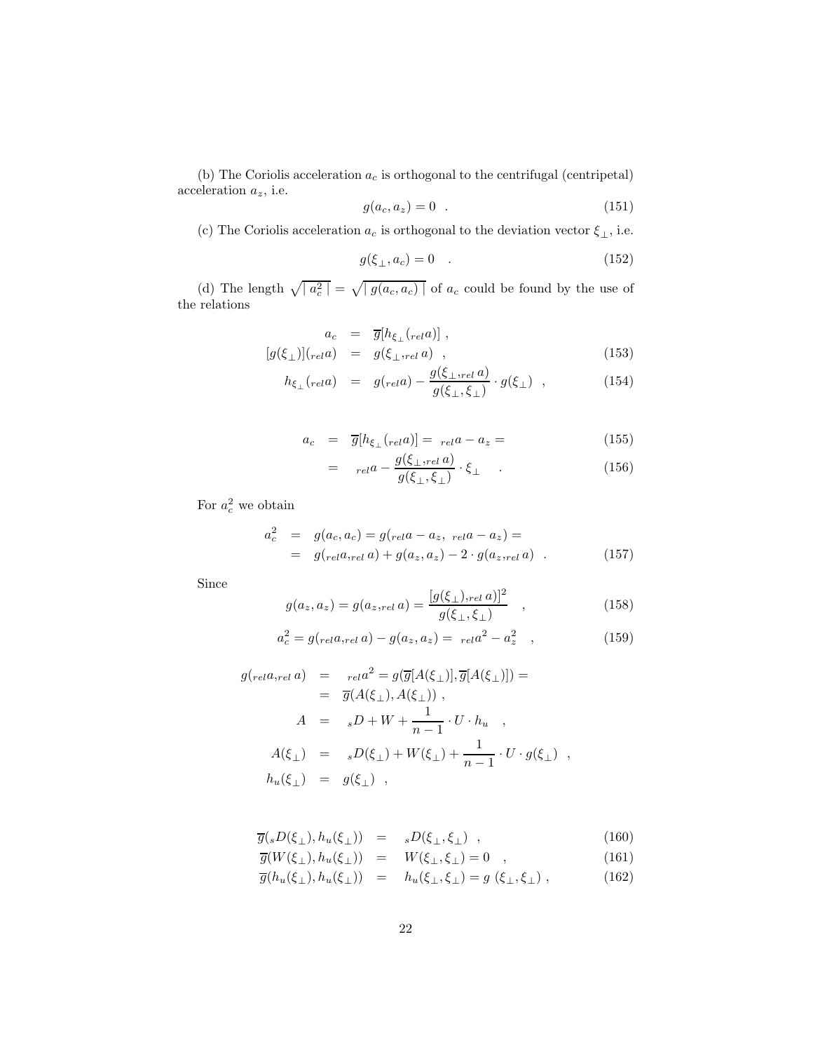(b) The Coriolis acceleration $a_c$ is orthogonal to the centrifugal (centripetal) acceleration $a_z$, i.e.

$$g(a_c, a_z) = 0 \quad . \tag{151}$$

(c) The Coriolis acceleration $a_c$ is orthogonal to the deviation vector $\xi_{\perp}$, i.e.

$$g(\xi_{\perp}, a_c) = 0 \quad . \tag{152}$$

(d) The length $\sqrt{\mid a_c^2 \mid} = \sqrt{\mid g(a_c, a_c) \mid}$ of $a_c$ could be found by the use of the relations

$$\begin{aligned}
a_c &= \overline{g}[h_{\xi_{\perp}}({}_{rel}a)] \ , \\
[g(\xi_{\perp})]({}_{rel}a) &= g(\xi_{\perp}, {}_{rel}a) \ , \qquad (153) \\
h_{\xi_{\perp}}({}_{rel}a) &= g({}_{rel}a) - \frac{g(\xi_{\perp}, {}_{rel}a)}{g(\xi_{\perp}, \xi_{\perp})} \cdot g(\xi_{\perp}) \ , \qquad (154)
\end{aligned}$$

$$\begin{aligned}
a_c &= \overline{g}[h_{\xi_{\perp}}({}_{rel}a)] = {}_{rel}a - a_z = \qquad (155) \\
&= {}_{rel}a - \frac{g(\xi_{\perp}, {}_{rel}a)}{g(\xi_{\perp}, \xi_{\perp})} \cdot \xi_{\perp} \quad . \qquad (156)
\end{aligned}$$

For $a_c^2$ we obtain

$$\begin{aligned}
a_c^2 &= g(a_c, a_c) = g({}_{rel}a - a_z, \ {}_{rel}a - a_z) = \\
&= g({}_{rel}a, {}_{rel}a) + g(a_z, a_z) - 2 \cdot g(a_z, {}_{rel}a) \quad . \qquad (157)
\end{aligned}$$

Since

$$g(a_z, a_z) = g(a_z, {}_{rel}a) = \frac{[g(\xi_{\perp}), {}_{rel}a)]^2}{g(\xi_{\perp}, \xi_{\perp})} \quad , \tag{158}$$

$$a_c^2 = g({}_{rel}a, {}_{rel}a) - g(a_z, a_z) = {}_{rel}a^2 - a_z^2 \quad , \tag{159}$$

$$\begin{aligned}
g({}_{rel}a, {}_{rel}a) &= {}_{rel}a^2 = g(\overline{g}[A(\xi_{\perp})], \overline{g}[A(\xi_{\perp})]) = \\
&= \overline{g}(A(\xi_{\perp}), A(\xi_{\perp})) \ , \\
A &= {}_sD + W + \frac{1}{n-1} \cdot U \cdot h_u \quad , \\
A(\xi_{\perp}) &= {}_sD(\xi_{\perp}) + W(\xi_{\perp}) + \frac{1}{n-1} \cdot U \cdot g(\xi_{\perp}) \quad , \\
h_u(\xi_{\perp}) &= g(\xi_{\perp}) \quad ,
\end{aligned}$$

$$\begin{aligned}
\overline{g}({}_sD(\xi_{\perp}), h_u(\xi_{\perp})) &= {}_sD(\xi_{\perp}, \xi_{\perp}) \quad , \qquad (160) \\
\overline{g}(W(\xi_{\perp}), h_u(\xi_{\perp})) &= W(\xi_{\perp}, \xi_{\perp}) = 0 \quad , \qquad (161) \\
\overline{g}(h_u(\xi_{\perp}), h_u(\xi_{\perp})) &= h_u(\xi_{\perp}, \xi_{\perp}) = g\ (\xi_{\perp}, \xi_{\perp}) \ , \qquad (162)
\end{aligned}$$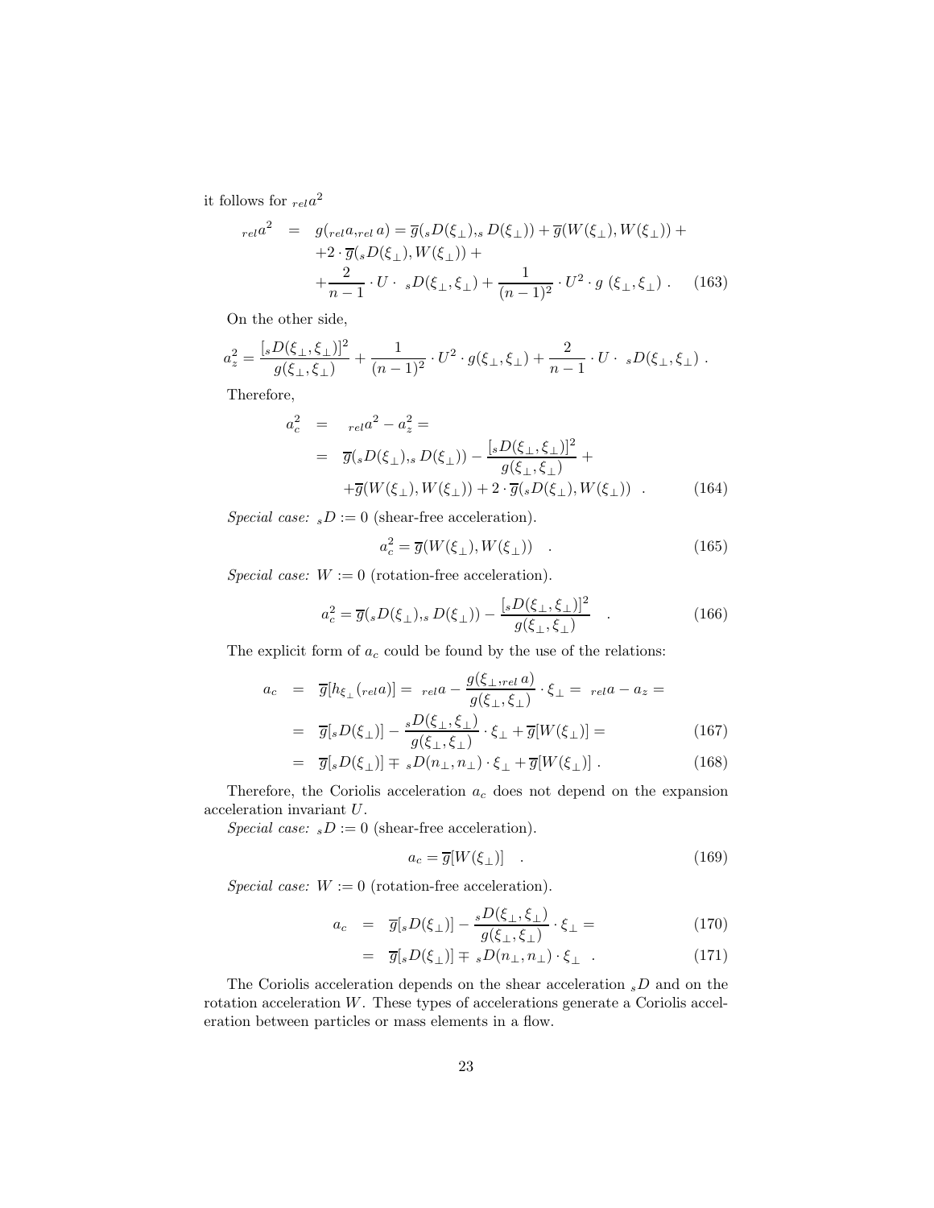it follows for ${}_{rel}a^2$

$$
\begin{aligned}
{}_{rel}a^2 &= g({}_{rel}a, {}_{rel}a) = \overline{g}({}_sD(\xi_\perp), {}_sD(\xi_\perp)) + \overline{g}(W(\xi_\perp), W(\xi_\perp)) + \\
&\quad + 2 \cdot \overline{g}({}_sD(\xi_\perp), W(\xi_\perp)) + \\
&\quad + \frac{2}{n-1} \cdot U \cdot \ {}_sD(\xi_\perp, \xi_\perp) + \frac{1}{(n-1)^2} \cdot U^2 \cdot g\ (\xi_\perp, \xi_\perp) \ . \qquad (163)
\end{aligned}
$$

On the other side,

$$
a_z^2 = \frac{[{}_sD(\xi_\perp, \xi_\perp)]^2}{g(\xi_\perp, \xi_\perp)} + \frac{1}{(n-1)^2} \cdot U^2 \cdot g(\xi_\perp, \xi_\perp) + \frac{2}{n-1} \cdot U \cdot \ {}_sD(\xi_\perp, \xi_\perp) \ .
$$

Therefore,

$$
\begin{aligned}
a_c^2 &= {}_{rel}a^2 - a_z^2 = \\
&= \overline{g}({}_sD(\xi_\perp), {}_sD(\xi_\perp)) - \frac{[{}_sD(\xi_\perp, \xi_\perp)]^2}{g(\xi_\perp, \xi_\perp)} + \\
&\quad + \overline{g}(W(\xi_\perp), W(\xi_\perp)) + 2 \cdot \overline{g}({}_sD(\xi_\perp), W(\xi_\perp)) \quad . \qquad (164)
\end{aligned}
$$

*Special case:* ${}_sD := 0$ (shear-free acceleration).

$$
a_c^2 = \overline{g}(W(\xi_\perp), W(\xi_\perp)) \quad . \qquad (165)
$$

*Special case:* $W := 0$ (rotation-free acceleration).

$$
a_c^2 = \overline{g}({}_sD(\xi_\perp), {}_sD(\xi_\perp)) - \frac{[{}_sD(\xi_\perp, \xi_\perp)]^2}{g(\xi_\perp, \xi_\perp)} \quad . \qquad (166)
$$

The explicit form of $a_c$ could be found by the use of the relations:

$$
\begin{aligned}
a_c &= \overline{g}[h_{\xi_\perp}({}_{rel}a)] = {}_{rel}a - \frac{g(\xi_\perp, {}_{rel}a)}{g(\xi_\perp, \xi_\perp)} \cdot \xi_\perp = {}_{rel}a - a_z = \\
&= \overline{g}[{}_sD(\xi_\perp)] - \frac{{}_sD(\xi_\perp, \xi_\perp)}{g(\xi_\perp, \xi_\perp)} \cdot \xi_\perp + \overline{g}[W(\xi_\perp)] = \qquad (167) \\
&= \overline{g}[{}_sD(\xi_\perp)] \mp {}_sD(n_\perp, n_\perp) \cdot \xi_\perp + \overline{g}[W(\xi_\perp)] \ . \qquad (168)
\end{aligned}
$$

Therefore, the Coriolis acceleration $a_c$ does not depend on the expansion acceleration invariant $U$.

*Special case:* ${}_sD := 0$ (shear-free acceleration).

$$
a_c = \overline{g}[W(\xi_\perp)] \quad . \qquad (169)
$$

*Special case:* $W := 0$ (rotation-free acceleration).

$$
\begin{aligned}
a_c &= \overline{g}[{}_sD(\xi_\perp)] - \frac{{}_sD(\xi_\perp, \xi_\perp)}{g(\xi_\perp, \xi_\perp)} \cdot \xi_\perp = \qquad (170) \\
&= \overline{g}[{}_sD(\xi_\perp)] \mp {}_sD(n_\perp, n_\perp) \cdot \xi_\perp \quad . \qquad (171)
\end{aligned}
$$

The Coriolis acceleration depends on the shear acceleration ${}_sD$ and on the rotation acceleration $W$. These types of accelerations generate a Coriolis acceleration between particles or mass elements in a flow.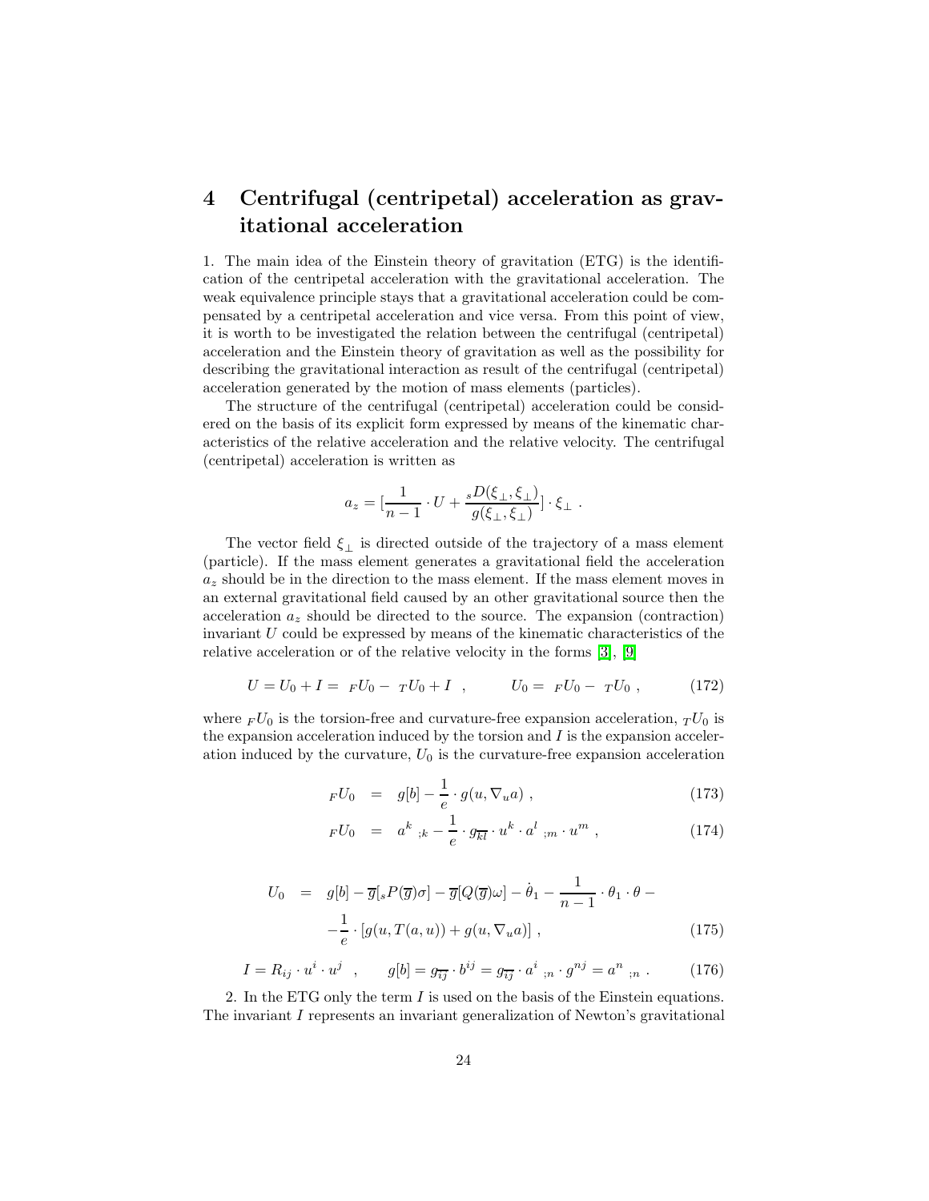# 4 Centrifugal (centripetal) acceleration as gravitational acceleration

1. The main idea of the Einstein theory of gravitation (ETG) is the identification of the centripetal acceleration with the gravitational acceleration. The weak equivalence principle stays that a gravitational acceleration could be compensated by a centripetal acceleration and vice versa. From this point of view, it is worth to be investigated the relation between the centrifugal (centripetal) acceleration and the Einstein theory of gravitation as well as the possibility for describing the gravitational interaction as result of the centrifugal (centripetal) acceleration generated by the motion of mass elements (particles).

The structure of the centrifugal (centripetal) acceleration could be considered on the basis of its explicit form expressed by means of the kinematic characteristics of the relative acceleration and the relative velocity. The centrifugal (centripetal) acceleration is written as

$$a_z = [\frac{1}{n-1} \cdot U + \frac{{}_sD(\xi_\perp, \xi_\perp)}{g(\xi_\perp, \xi_\perp)}] \cdot \xi_\perp \ .$$

The vector field $\xi_\perp$ is directed outside of the trajectory of a mass element (particle). If the mass element generates a gravitational field the acceleration $a_z$ should be in the direction to the mass element. If the mass element moves in an external gravitational field caused by an other gravitational source then the acceleration $a_z$ should be directed to the source. The expansion (contraction) invariant $U$ could be expressed by means of the kinematic characteristics of the relative acceleration or of the relative velocity in the forms [3], [9]

$$U = U_0 + I = \ {}_FU_0 - \ {}_TU_0 + I \ \ , \qquad U_0 = \ {}_FU_0 - \ {}_TU_0 \ , \tag{172}$$

where ${}_FU_0$ is the torsion-free and curvature-free expansion acceleration, ${}_TU_0$ is the expansion acceleration induced by the torsion and $I$ is the expansion acceleration induced by the curvature, $U_0$ is the curvature-free expansion acceleration

$$ {}_FU_0 = g[b] - \frac{1}{e} \cdot g(u, \nabla_u a) \ , \tag{173}$$

$$ {}_FU_0 = a^k{}_{;k} - \frac{1}{e} \cdot g_{\overline{kl}} \cdot u^k \cdot a^l{}_{;m} \cdot u^m \ , \tag{174}$$

$$\begin{aligned} U_0 \ = \ & g[b] - \overline{g}[{}_sP(\overline{g})\sigma] - \overline{g}[Q(\overline{g})\omega] - \dot{\theta}_1 - \frac{1}{n-1} \cdot \theta_1 \cdot \theta - \\ & -\frac{1}{e} \cdot [g(u, T(a, u)) + g(u, \nabla_u a)] \ , \end{aligned} \tag{175}$$

$$I = R_{ij} \cdot u^i \cdot u^j \ \ , \qquad g[b] = g_{\overline{ij}} \cdot b^{ij} = g_{\overline{ij}} \cdot a^i{}_{;n} \cdot g^{nj} = a^n{}_{;n} \ . \tag{176}$$

2. In the ETG only the term $I$ is used on the basis of the Einstein equations. The invariant $I$ represents an invariant generalization of Newton's gravitational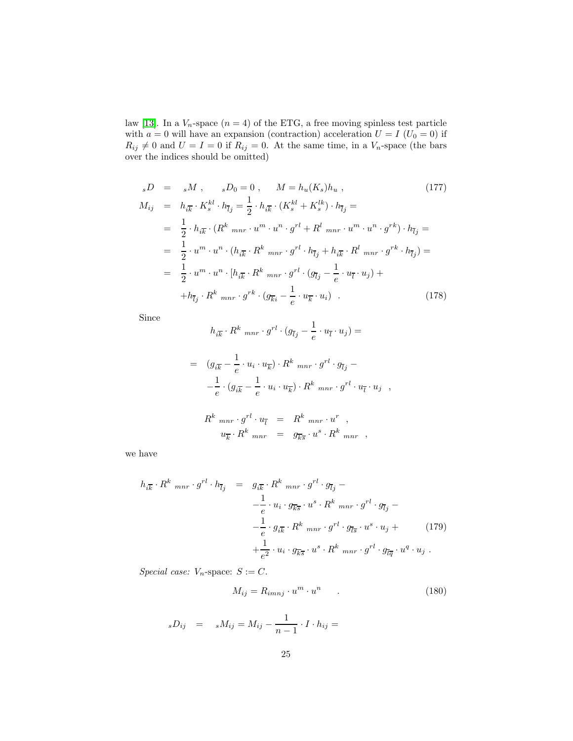law [13]. In a $V_n$-space ($n = 4$) of the ETG, a free moving spinless test particle with $a = 0$ will have an expansion (contraction) acceleration $U = I$ ($U_0 = 0$) if $R_{ij} \neq 0$ and $U = I = 0$ if $R_{ij} = 0$. At the same time, in a $V_n$-space (the bars over the indices should be omitted)

$$
\begin{aligned}
{}_sD &= {}_sM \ , \qquad {}_sD_0 = 0 \ , \qquad M = h_u(K_s)h_u \ , && (177) \\
M_{ij} &= h_{i\overline{k}} \cdot K_s^{kl} \cdot h_{\overline{l}j} = \frac{1}{2} \cdot h_{i\overline{k}} \cdot (K_s^{kl} + K_s^{lk}) \cdot h_{\overline{l}j} = \\
&= \frac{1}{2} \cdot h_{i\overline{k}} \cdot (R^k{}_{mnr} \cdot u^m \cdot u^n \cdot g^{rl} + R^l{}_{mnr} \cdot u^m \cdot u^n \cdot g^{rk}) \cdot h_{\overline{l}j} = \\
&= \frac{1}{2} \cdot u^m \cdot u^n \cdot (h_{i\overline{k}} \cdot R^k{}_{mnr} \cdot g^{rl} \cdot h_{\overline{l}j} + h_{i\overline{k}} \cdot R^l{}_{mnr} \cdot g^{rk} \cdot h_{\overline{l}j}) = \\
&= \frac{1}{2} \cdot u^m \cdot u^n \cdot [h_{i\overline{k}} \cdot R^k{}_{mnr} \cdot g^{rl} \cdot (g_{\overline{l}j} - \frac{1}{e} \cdot u_{\overline{l}} \cdot u_j) + \\
&\quad + h_{\overline{l}j} \cdot R^k{}_{mnr} \cdot g^{rk} \cdot (g_{\overline{k}i} - \frac{1}{e} \cdot u_{\overline{k}} \cdot u_i) \ . && (178)
\end{aligned}
$$

Since

$$
\begin{aligned}
& h_{i\overline{k}} \cdot R^k{}_{mnr} \cdot g^{rl} \cdot (g_{\overline{l}j} - \frac{1}{e} \cdot u_{\overline{l}} \cdot u_j) = \\
&= (g_{i\overline{k}} - \frac{1}{e} \cdot u_i \cdot u_{\overline{k}}) \cdot R^k{}_{mnr} \cdot g^{rl} \cdot g_{\overline{l}j} - \\
&\quad - \frac{1}{e} \cdot (g_{i\overline{k}} - \frac{1}{e} \cdot u_i \cdot u_{\overline{k}}) \cdot R^k{}_{mnr} \cdot g^{rl} \cdot u_{\overline{l}} \cdot u_j \ ,
\end{aligned}
$$

$$
\begin{aligned}
R^k{}_{mnr} \cdot g^{rl} \cdot u_{\overline{l}} &= R^k{}_{mnr} \cdot u^r \ , \\
u_{\overline{k}} \cdot R^k{}_{mnr} &= g_{\overline{k}\overline{s}} \cdot u^s \cdot R^k{}_{mnr} \ ,
\end{aligned}
$$

we have

$$
\begin{aligned}
h_{i\overline{k}} \cdot R^k{}_{mnr} \cdot g^{rl} \cdot h_{\overline{l}j} &= g_{i\overline{k}} \cdot R^k{}_{mnr} \cdot g^{rl} \cdot g_{\overline{l}j} - \\
&\quad - \frac{1}{e} \cdot u_i \cdot g_{\overline{k}\overline{s}} \cdot u^s \cdot R^k{}_{mnr} \cdot g^{rl} \cdot g_{\overline{l}j} - \\
&\quad - \frac{1}{e} \cdot g_{i\overline{k}} \cdot R^k{}_{mnr} \cdot g^{rl} \cdot g_{\overline{l}\overline{s}} \cdot u^s \cdot u_j + && (179) \\
&\quad + \frac{1}{e^2} \cdot u_i \cdot g_{\overline{k}\overline{s}} \cdot u^s \cdot R^k{}_{mnr} \cdot g^{rl} \cdot g_{\overline{l}\overline{q}} \cdot u^q \cdot u_j \ .
\end{aligned}
$$

*Special case:* $V_n$-space: $S := C$.

$$
M_{ij} = R_{imnj} \cdot u^m \cdot u^n \quad . \qquad (180)
$$

$$
{}_sD_{ij} = {}_sM_{ij} = M_{ij} - \frac{1}{n-1} \cdot I \cdot h_{ij} =
$$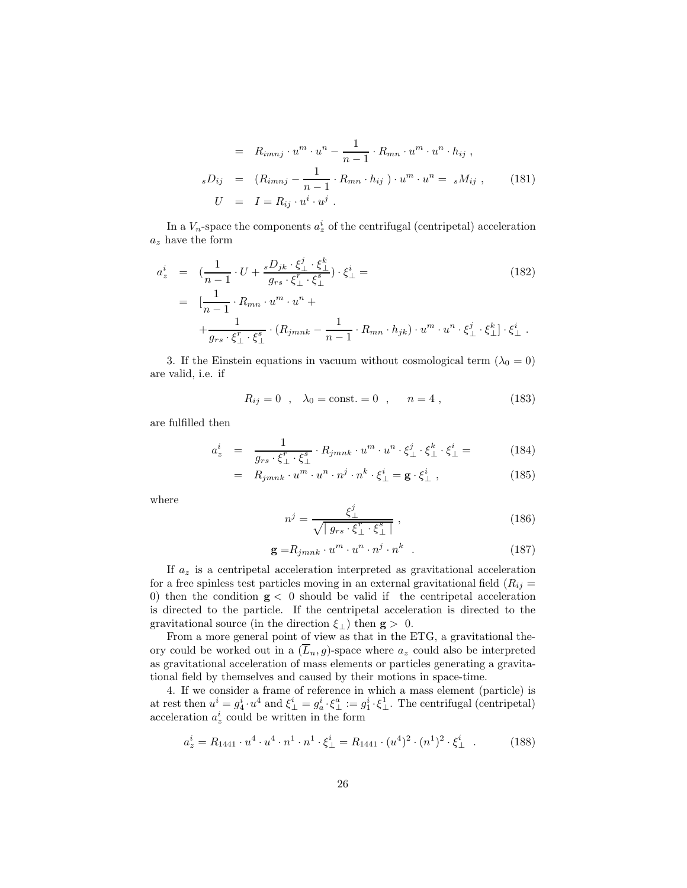$$
\begin{aligned}
&= R_{imnj} \cdot u^m \cdot u^n - \frac{1}{n-1} \cdot R_{mn} \cdot u^m \cdot u^n \cdot h_{ij} \ , \\
{}_sD_{ij} &= (R_{imnj} - \frac{1}{n-1} \cdot R_{mn} \cdot h_{ij} \ ) \cdot u^m \cdot u^n = {}_sM_{ij} \ , \qquad (181) \\
U &= I = R_{ij} \cdot u^i \cdot u^j \ .
\end{aligned}
$$

In a $V_n$-space the components $a_z^i$ of the centrifugal (centripetal) acceleration $a_z$ have the form

$$
\begin{aligned}
a_z^i &= (\frac{1}{n-1} \cdot U + \frac{{}_sD_{jk} \cdot \xi_\perp^j \cdot \xi_\perp^k}{g_{rs} \cdot \xi_\perp^r \cdot \xi_\perp^s}) \cdot \xi_\perp^i = \qquad (182) \\
&= [\frac{1}{n-1} \cdot R_{mn} \cdot u^m \cdot u^n + \\
&\quad + \frac{1}{g_{rs} \cdot \xi_\perp^r \cdot \xi_\perp^s} \cdot (R_{jmnk} - \frac{1}{n-1} \cdot R_{mn} \cdot h_{jk}) \cdot u^m \cdot u^n \cdot \xi_\perp^j \cdot \xi_\perp^k] \cdot \xi_\perp^i \ .
\end{aligned}
$$

3. If the Einstein equations in vacuum without cosmological term ($\lambda_0 = 0$) are valid, i.e. if

$$
R_{ij} = 0 \ \ , \quad \lambda_0 = \text{const.} = 0 \ \ , \qquad n = 4 \ , \qquad (183)
$$

are fulfilled then

$$
\begin{aligned}
a_z^i &= \frac{1}{g_{rs} \cdot \xi_\perp^r \cdot \xi_\perp^s} \cdot R_{jmnk} \cdot u^m \cdot u^n \cdot \xi_\perp^j \cdot \xi_\perp^k \cdot \xi_\perp^i = \qquad (184) \\
&= R_{jmnk} \cdot u^m \cdot u^n \cdot n^j \cdot n^k \cdot \xi_\perp^i = \mathbf{g} \cdot \xi_\perp^i \ , \qquad (185)
\end{aligned}
$$

where

$$
n^j = \frac{\xi_\perp^j}{\sqrt{\mid g_{rs} \cdot \xi_\perp^r \cdot \xi_\perp^s \mid}} \ , \qquad (186)
$$

$$
\mathbf{g} = R_{jmnk} \cdot u^m \cdot u^n \cdot n^j \cdot n^k \ . \qquad (187)
$$

If $a_z$ is a centripetal acceleration interpreted as gravitational acceleration for a free spinless test particles moving in an external gravitational field ($R_{ij} = 0$) then the condition $\mathbf{g} < 0$ should be valid if the centripetal acceleration is directed to the particle. If the centripetal acceleration is directed to the gravitational source (in the direction $\xi_\perp$) then $\mathbf{g} > 0$.

From a more general point of view as that in the ETG, a gravitational theory could be worked out in a $(\overline{L}_n, g)$-space where $a_z$ could also be interpreted as gravitational acceleration of mass elements or particles generating a gravitational field by themselves and caused by their motions in space-time.

4. If we consider a frame of reference in which a mass element (particle) is at rest then $u^i = g_4^i \cdot u^4$ and $\xi_\perp^i = g_a^i \cdot \xi_\perp^a := g_1^i \cdot \xi_\perp^1$. The centrifugal (centripetal) acceleration $a_z^i$ could be written in the form

$$
a_z^i = R_{1441} \cdot u^4 \cdot u^4 \cdot n^1 \cdot n^1 \cdot \xi_\perp^i = R_{1441} \cdot (u^4)^2 \cdot (n^1)^2 \cdot \xi_\perp^i \ . \qquad (188)
$$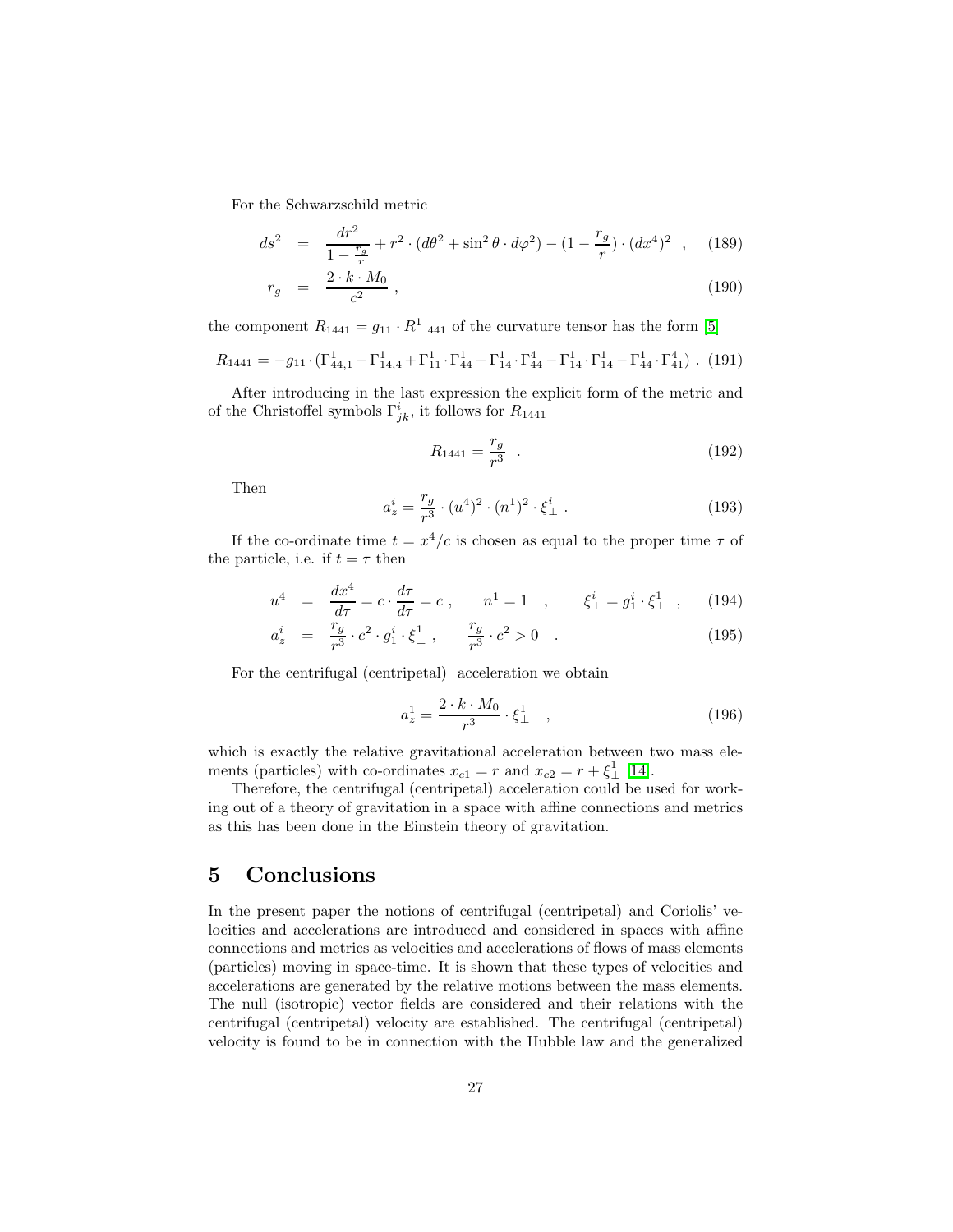For the Schwarzschild metric

$$
\begin{aligned}
ds^2 &= \frac{dr^2}{1 - \frac{r_g}{r}} + r^2 \cdot (d\theta^2 + \sin^2\theta \cdot d\varphi^2) - (1 - \frac{r_g}{r}) \cdot (dx^4)^2 \quad , \qquad (189) \\
r_g &= \frac{2 \cdot k \cdot M_0}{c^2} \ , \qquad (190)
\end{aligned}
$$

the component $R_{1441} = g_{11} \cdot R^1{}_{441}$ of the curvature tensor has the form [5]

$$
R_{1441} = -g_{11} \cdot (\Gamma^1_{44,1} - \Gamma^1_{14,4} + \Gamma^1_{11} \cdot \Gamma^1_{44} + \Gamma^1_{14} \cdot \Gamma^4_{44} - \Gamma^1_{14} \cdot \Gamma^1_{14} - \Gamma^1_{44} \cdot \Gamma^4_{41}) \ . \quad (191)
$$

After introducing in the last expression the explicit form of the metric and of the Christoffel symbols $\Gamma^i_{jk}$, it follows for $R_{1441}$

$$
R_{1441} = \frac{r_g}{r^3} \quad . \qquad (192)
$$

Then

$$
a^i_z = \frac{r_g}{r^3} \cdot (u^4)^2 \cdot (n^1)^2 \cdot \xi^i_\perp \ . \qquad (193)
$$

If the co-ordinate time $t = x^4/c$ is chosen as equal to the proper time $\tau$ of the particle, i.e. if $t = \tau$ then

$$
\begin{aligned}
u^4 &= \frac{dx^4}{d\tau} = c \cdot \frac{d\tau}{d\tau} = c \ , \qquad n^1 = 1 \quad , \qquad \xi^i_\perp = g^i_1 \cdot \xi^1_\perp \quad , \qquad (194) \\
a^i_z &= \frac{r_g}{r^3} \cdot c^2 \cdot g^i_1 \cdot \xi^1_\perp \ , \qquad \frac{r_g}{r^3} \cdot c^2 > 0 \quad . \qquad (195)
\end{aligned}
$$

For the centrifugal (centripetal) acceleration we obtain

$$
a^1_z = \frac{2 \cdot k \cdot M_0}{r^3} \cdot \xi^1_\perp \quad , \qquad (196)
$$

which is exactly the relative gravitational acceleration between two mass elements (particles) with co-ordinates $x_{c1} = r$ and $x_{c2} = r + \xi^1_\perp$ [14].

Therefore, the centrifugal (centripetal) acceleration could be used for working out of a theory of gravitation in a space with affine connections and metrics as this has been done in the Einstein theory of gravitation.

# 5 Conclusions

In the present paper the notions of centrifugal (centripetal) and Coriolis' velocities and accelerations are introduced and considered in spaces with affine connections and metrics as velocities and accelerations of flows of mass elements (particles) moving in space-time. It is shown that these types of velocities and accelerations are generated by the relative motions between the mass elements. The null (isotropic) vector fields are considered and their relations with the centrifugal (centripetal) velocity are established. The centrifugal (centripetal) velocity is found to be in connection with the Hubble law and the generalized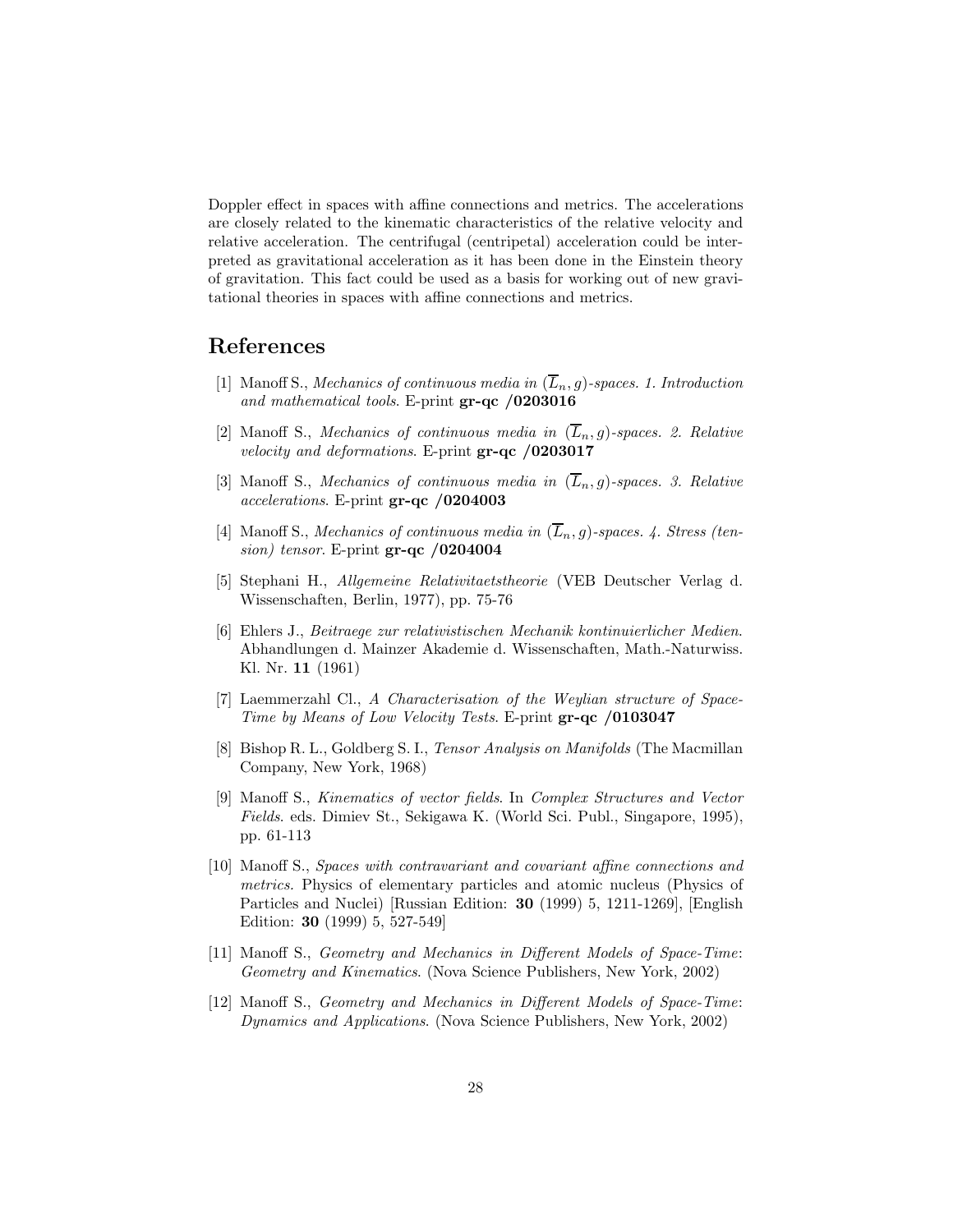Doppler effect in spaces with affine connections and metrics. The accelerations are closely related to the kinematic characteristics of the relative velocity and relative acceleration. The centrifugal (centripetal) acceleration could be interpreted as gravitational acceleration as it has been done in the Einstein theory of gravitation. This fact could be used as a basis for working out of new gravitational theories in spaces with affine connections and metrics.

# References

[1] Manoff S., *Mechanics of continuous media in $(\overline{L}_n, g)$-spaces. 1. Introduction and mathematical tools*. E-print **gr-qc /0203016**

[2] Manoff S., *Mechanics of continuous media in $(\overline{L}_n, g)$-spaces. 2. Relative velocity and deformations*. E-print **gr-qc /0203017**

[3] Manoff S., *Mechanics of continuous media in $(\overline{L}_n, g)$-spaces. 3. Relative accelerations*. E-print **gr-qc /0204003**

[4] Manoff S., *Mechanics of continuous media in $(\overline{L}_n, g)$-spaces. 4. Stress (tension) tensor*. E-print **gr-qc /0204004**

[5] Stephani H., *Allgemeine Relativitaetstheorie* (VEB Deutscher Verlag d. Wissenschaften, Berlin, 1977), pp. 75-76

[6] Ehlers J., *Beitraege zur relativistischen Mechanik kontinuierlicher Medien*. Abhandlungen d. Mainzer Akademie d. Wissenschaften, Math.-Naturwiss. Kl. Nr. **11** (1961)

[7] Laemmerzahl Cl., *A Characterisation of the Weylian structure of Space-Time by Means of Low Velocity Tests*. E-print **gr-qc /0103047**

[8] Bishop R. L., Goldberg S. I., *Tensor Analysis on Manifolds* (The Macmillan Company, New York, 1968)

[9] Manoff S., *Kinematics of vector fields*. In *Complex Structures and Vector Fields*. eds. Dimiev St., Sekigawa K. (World Sci. Publ., Singapore, 1995), pp. 61-113

[10] Manoff S., *Spaces with contravariant and covariant affine connections and metrics*. Physics of elementary particles and atomic nucleus (Physics of Particles and Nuclei) [Russian Edition: **30** (1999) 5, 1211-1269], [English Edition: **30** (1999) 5, 527-549]

[11] Manoff S., *Geometry and Mechanics in Different Models of Space-Time*: *Geometry and Kinematics*. (Nova Science Publishers, New York, 2002)

[12] Manoff S., *Geometry and Mechanics in Different Models of Space-Time*: *Dynamics and Applications*. (Nova Science Publishers, New York, 2002)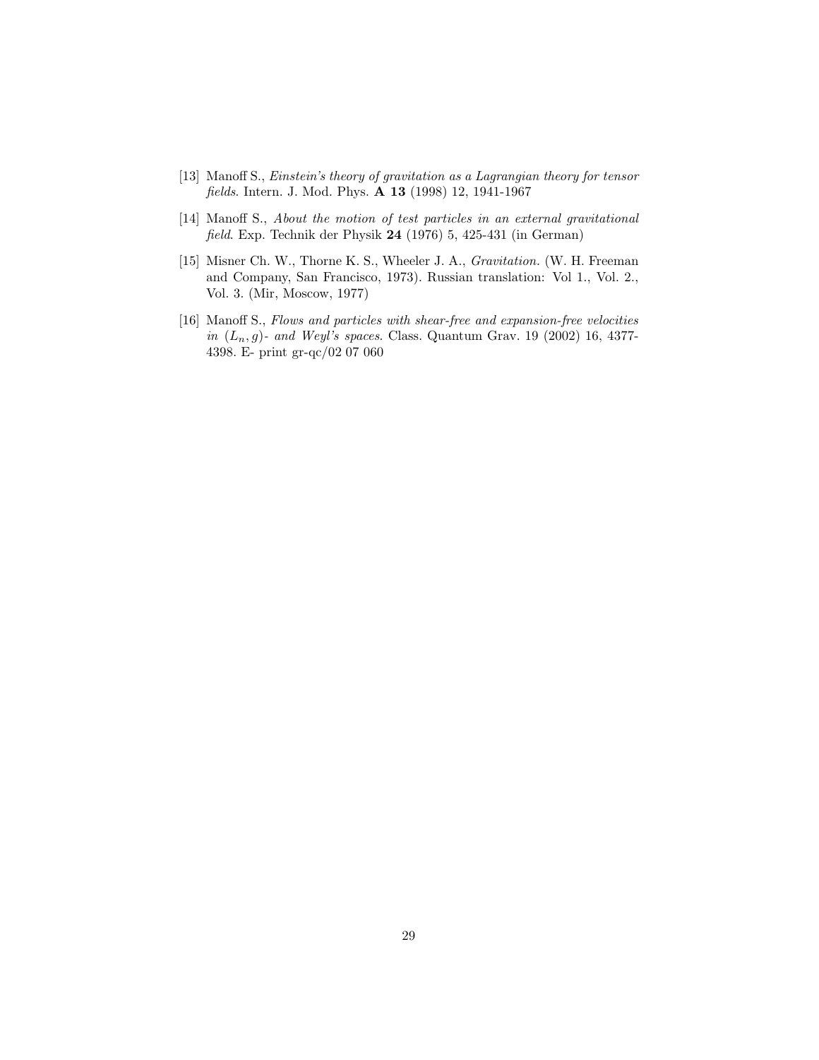[13] Manoff S., *Einstein's theory of gravitation as a Lagrangian theory for tensor fields*. Intern. J. Mod. Phys. **A 13** (1998) 12, 1941-1967

[14] Manoff S., *About the motion of test particles in an external gravitational field*. Exp. Technik der Physik **24** (1976) 5, 425-431 (in German)

[15] Misner Ch. W., Thorne K. S., Wheeler J. A., *Gravitation*. (W. H. Freeman and Company, San Francisco, 1973). Russian translation: Vol 1., Vol. 2., Vol. 3. (Mir, Moscow, 1977)

[16] Manoff S., *Flows and particles with shear-free and expansion-free velocities in* $(L_n, g)$*- and Weyl's spaces*. Class. Quantum Grav. 19 (2002) 16, 4377-4398. E- print gr-qc/02 07 060